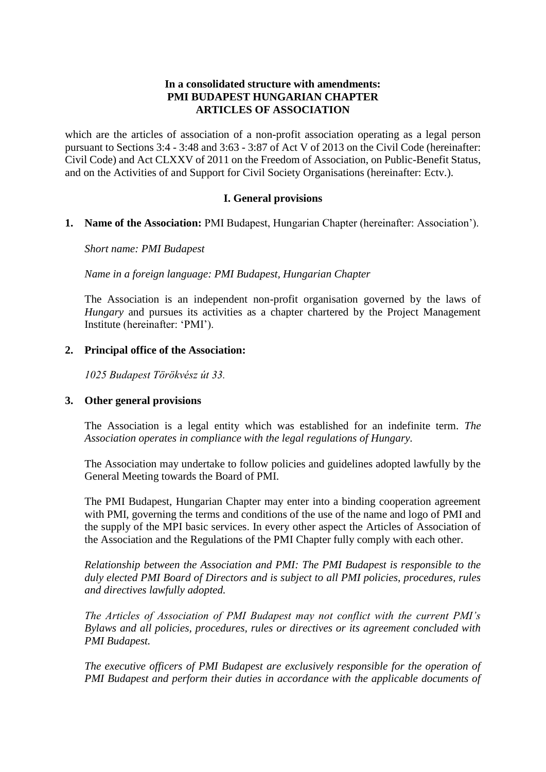**In a consolidated structure with amendments:**
**PMI BUDAPEST HUNGARIAN CHAPTER**
**ARTICLES OF ASSOCIATION**

which are the articles of association of a non-profit association operating as a legal person pursuant to Sections 3:4 - 3:48 and 3:63 - 3:87 of Act V of 2013 on the Civil Code (hereinafter: Civil Code) and Act CLXXV of 2011 on the Freedom of Association, on Public-Benefit Status, and on the Activities of and Support for Civil Society Organisations (hereinafter: Ectv.).

## I. General provisions

1. **Name of the Association:** PMI Budapest, Hungarian Chapter (hereinafter: Association').

   *Short name: PMI Budapest*

   *Name in a foreign language: PMI Budapest, Hungarian Chapter*

   The Association is an independent non-profit organisation governed by the laws of *Hungary* and pursues its activities as a chapter chartered by the Project Management Institute (hereinafter: 'PMI').

2. **Principal office of the Association:**

   *1025 Budapest Törökvész út 33.*

3. **Other general provisions**

   The Association is a legal entity which was established for an indefinite term. *The Association operates in compliance with the legal regulations of Hungary.*

   The Association may undertake to follow policies and guidelines adopted lawfully by the General Meeting towards the Board of PMI.

   The PMI Budapest, Hungarian Chapter may enter into a binding cooperation agreement with PMI, governing the terms and conditions of the use of the name and logo of PMI and the supply of the MPI basic services. In every other aspect the Articles of Association of the Association and the Regulations of the PMI Chapter fully comply with each other.

   *Relationship between the Association and PMI: The PMI Budapest is responsible to the duly elected PMI Board of Directors and is subject to all PMI policies, procedures, rules and directives lawfully adopted.*

   *The Articles of Association of PMI Budapest may not conflict with the current PMI's Bylaws and all policies, procedures, rules or directives or its agreement concluded with PMI Budapest.*

   *The executive officers of PMI Budapest are exclusively responsible for the operation of PMI Budapest and perform their duties in accordance with the applicable documents of*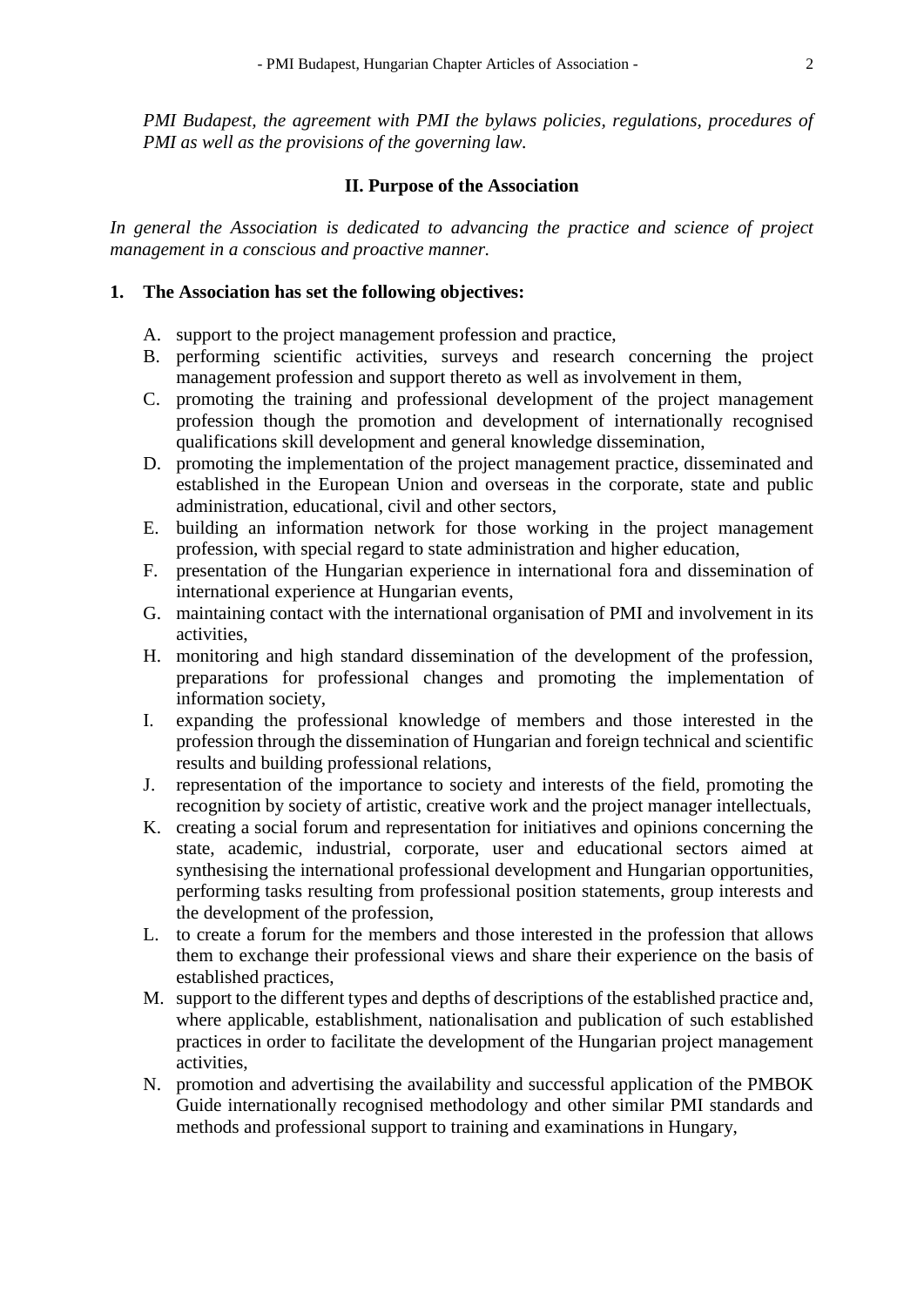*PMI Budapest, the agreement with PMI the bylaws policies, regulations, procedures of PMI as well as the provisions of the governing law.*

## II. Purpose of the Association

*In general the Association is dedicated to advancing the practice and science of project management in a conscious and proactive manner.*

**1. The Association has set the following objectives:**

A. support to the project management profession and practice,
B. performing scientific activities, surveys and research concerning the project management profession and support thereto as well as involvement in them,
C. promoting the training and professional development of the project management profession though the promotion and development of internationally recognised qualifications skill development and general knowledge dissemination,
D. promoting the implementation of the project management practice, disseminated and established in the European Union and overseas in the corporate, state and public administration, educational, civil and other sectors,
E. building an information network for those working in the project management profession, with special regard to state administration and higher education,
F. presentation of the Hungarian experience in international fora and dissemination of international experience at Hungarian events,
G. maintaining contact with the international organisation of PMI and involvement in its activities,
H. monitoring and high standard dissemination of the development of the profession, preparations for professional changes and promoting the implementation of information society,
I. expanding the professional knowledge of members and those interested in the profession through the dissemination of Hungarian and foreign technical and scientific results and building professional relations,
J. representation of the importance to society and interests of the field, promoting the recognition by society of artistic, creative work and the project manager intellectuals,
K. creating a social forum and representation for initiatives and opinions concerning the state, academic, industrial, corporate, user and educational sectors aimed at synthesising the international professional development and Hungarian opportunities, performing tasks resulting from professional position statements, group interests and the development of the profession,
L. to create a forum for the members and those interested in the profession that allows them to exchange their professional views and share their experience on the basis of established practices,
M. support to the different types and depths of descriptions of the established practice and, where applicable, establishment, nationalisation and publication of such established practices in order to facilitate the development of the Hungarian project management activities,
N. promotion and advertising the availability and successful application of the PMBOK Guide internationally recognised methodology and other similar PMI standards and methods and professional support to training and examinations in Hungary,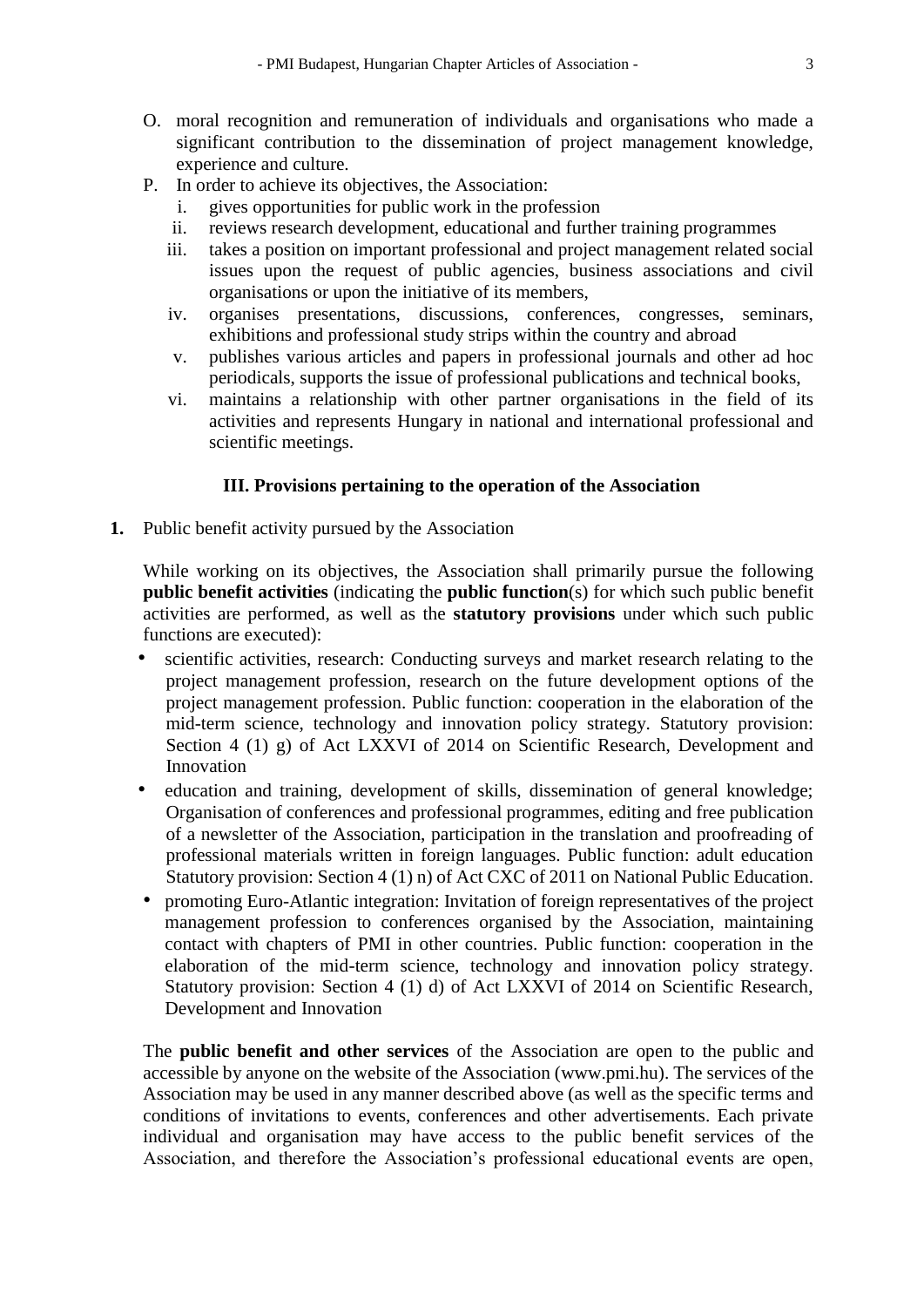O. moral recognition and remuneration of individuals and organisations who made a significant contribution to the dissemination of project management knowledge, experience and culture.

P. In order to achieve its objectives, the Association:
   i. gives opportunities for public work in the profession
   ii. reviews research development, educational and further training programmes
   iii. takes a position on important professional and project management related social issues upon the request of public agencies, business associations and civil organisations or upon the initiative of its members,
   iv. organises presentations, discussions, conferences, congresses, seminars, exhibitions and professional study strips within the country and abroad
   v. publishes various articles and papers in professional journals and other ad hoc periodicals, supports the issue of professional publications and technical books,
   vi. maintains a relationship with other partner organisations in the field of its activities and represents Hungary in national and international professional and scientific meetings.

### III. Provisions pertaining to the operation of the Association

**1.** Public benefit activity pursued by the Association

While working on its objectives, the Association shall primarily pursue the following **public benefit activities** (indicating the **public function**(s) for which such public benefit activities are performed, as well as the **statutory provisions** under which such public functions are executed):

- scientific activities, research: Conducting surveys and market research relating to the project management profession, research on the future development options of the project management profession. Public function: cooperation in the elaboration of the mid-term science, technology and innovation policy strategy. Statutory provision: Section 4 (1) g) of Act LXXVI of 2014 on Scientific Research, Development and Innovation
- education and training, development of skills, dissemination of general knowledge; Organisation of conferences and professional programmes, editing and free publication of a newsletter of the Association, participation in the translation and proofreading of professional materials written in foreign languages. Public function: adult education Statutory provision: Section 4 (1) n) of Act CXC of 2011 on National Public Education.
- promoting Euro-Atlantic integration: Invitation of foreign representatives of the project management profession to conferences organised by the Association, maintaining contact with chapters of PMI in other countries. Public function: cooperation in the elaboration of the mid-term science, technology and innovation policy strategy. Statutory provision: Section 4 (1) d) of Act LXXVI of 2014 on Scientific Research, Development and Innovation

The **public benefit and other services** of the Association are open to the public and accessible by anyone on the website of the Association (www.pmi.hu). The services of the Association may be used in any manner described above (as well as the specific terms and conditions of invitations to events, conferences and other advertisements. Each private individual and organisation may have access to the public benefit services of the Association, and therefore the Association's professional educational events are open,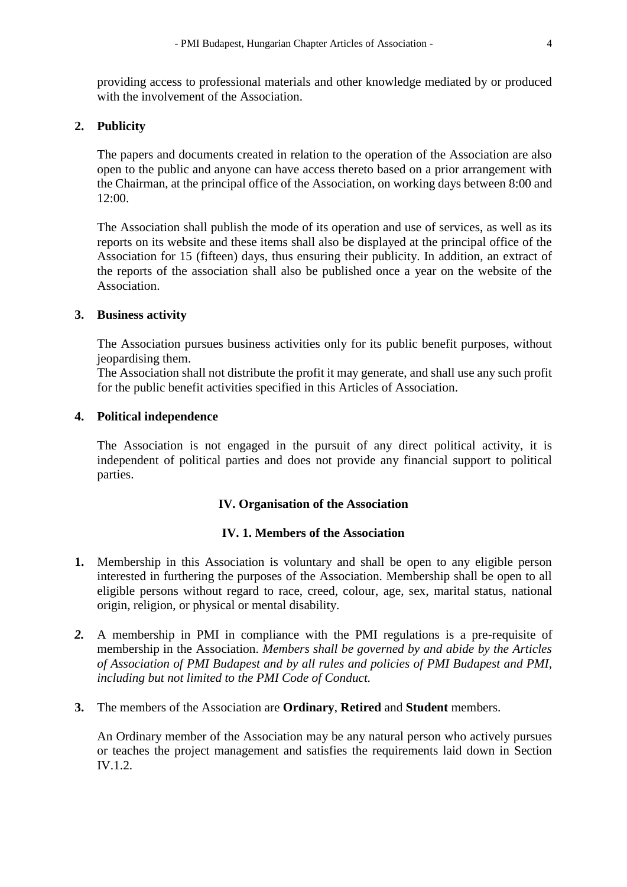providing access to professional materials and other knowledge mediated by or produced with the involvement of the Association.

**2. Publicity**

The papers and documents created in relation to the operation of the Association are also open to the public and anyone can have access thereto based on a prior arrangement with the Chairman, at the principal office of the Association, on working days between 8:00 and 12:00.

The Association shall publish the mode of its operation and use of services, as well as its reports on its website and these items shall also be displayed at the principal office of the Association for 15 (fifteen) days, thus ensuring their publicity. In addition, an extract of the reports of the association shall also be published once a year on the website of the Association.

**3. Business activity**

The Association pursues business activities only for its public benefit purposes, without jeopardising them.
The Association shall not distribute the profit it may generate, and shall use any such profit for the public benefit activities specified in this Articles of Association.

**4. Political independence**

The Association is not engaged in the pursuit of any direct political activity, it is independent of political parties and does not provide any financial support to political parties.

## IV. Organisation of the Association

### IV. 1. Members of the Association

**1.** Membership in this Association is voluntary and shall be open to any eligible person interested in furthering the purposes of the Association. Membership shall be open to all eligible persons without regard to race, creed, colour, age, sex, marital status, national origin, religion, or physical or mental disability.

***2.*** A membership in PMI in compliance with the PMI regulations is a pre-requisite of membership in the Association. *Members shall be governed by and abide by the Articles of Association of PMI Budapest and by all rules and policies of PMI Budapest and PMI, including but not limited to the PMI Code of Conduct.*

**3.** The members of the Association are **Ordinary**, **Retired** and **Student** members.

An Ordinary member of the Association may be any natural person who actively pursues or teaches the project management and satisfies the requirements laid down in Section IV.1.2.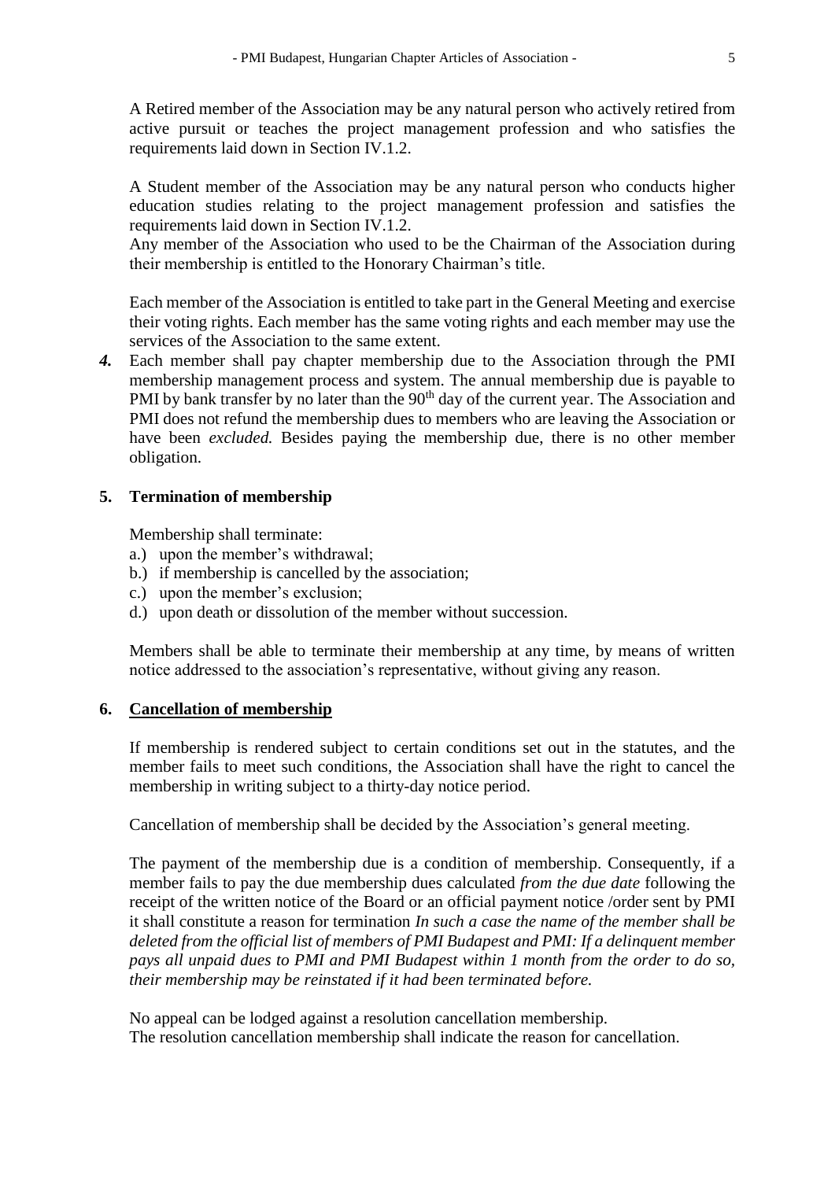A Retired member of the Association may be any natural person who actively retired from active pursuit or teaches the project management profession and who satisfies the requirements laid down in Section IV.1.2.

A Student member of the Association may be any natural person who conducts higher education studies relating to the project management profession and satisfies the requirements laid down in Section IV.1.2.
Any member of the Association who used to be the Chairman of the Association during their membership is entitled to the Honorary Chairman's title.

Each member of the Association is entitled to take part in the General Meeting and exercise their voting rights. Each member has the same voting rights and each member may use the services of the Association to the same extent.

***4.*** Each member shall pay chapter membership due to the Association through the PMI membership management process and system. The annual membership due is payable to PMI by bank transfer by no later than the 90th day of the current year. The Association and PMI does not refund the membership dues to members who are leaving the Association or have been *excluded.* Besides paying the membership due, there is no other member obligation.

**5. Termination of membership**

Membership shall terminate:

a.) upon the member's withdrawal;
b.) if membership is cancelled by the association;
c.) upon the member's exclusion;
d.) upon death or dissolution of the member without succession.

Members shall be able to terminate their membership at any time, by means of written notice addressed to the association's representative, without giving any reason.

**6. <u>Cancellation of membership</u>**

If membership is rendered subject to certain conditions set out in the statutes, and the member fails to meet such conditions, the Association shall have the right to cancel the membership in writing subject to a thirty-day notice period.

Cancellation of membership shall be decided by the Association's general meeting.

The payment of the membership due is a condition of membership. Consequently, if a member fails to pay the due membership dues calculated *from the due date* following the receipt of the written notice of the Board or an official payment notice /order sent by PMI it shall constitute a reason for termination *In such a case the name of the member shall be deleted from the official list of members of PMI Budapest and PMI: If a delinquent member pays all unpaid dues to PMI and PMI Budapest within 1 month from the order to do so, their membership may be reinstated if it had been terminated before.*

No appeal can be lodged against a resolution cancellation membership.
The resolution cancellation membership shall indicate the reason for cancellation.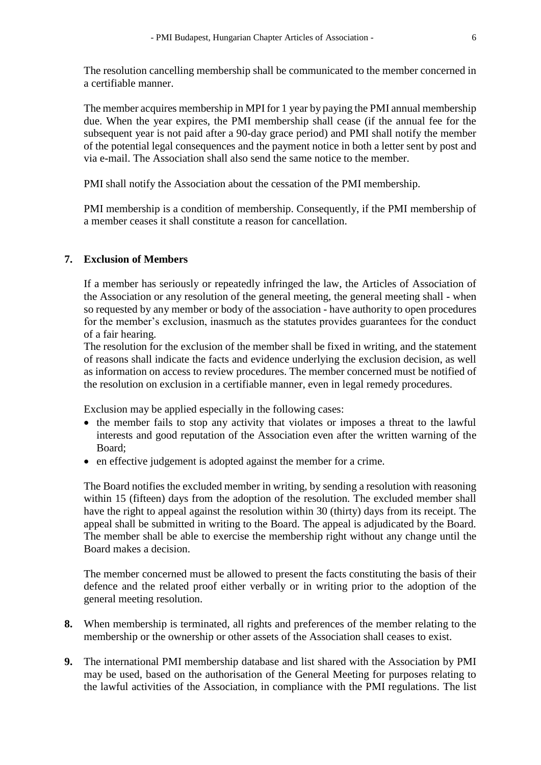The resolution cancelling membership shall be communicated to the member concerned in a certifiable manner.

The member acquires membership in MPI for 1 year by paying the PMI annual membership due. When the year expires, the PMI membership shall cease (if the annual fee for the subsequent year is not paid after a 90-day grace period) and PMI shall notify the member of the potential legal consequences and the payment notice in both a letter sent by post and via e-mail. The Association shall also send the same notice to the member.

PMI shall notify the Association about the cessation of the PMI membership.

PMI membership is a condition of membership. Consequently, if the PMI membership of a member ceases it shall constitute a reason for cancellation.

**7. Exclusion of Members**

If a member has seriously or repeatedly infringed the law, the Articles of Association of the Association or any resolution of the general meeting, the general meeting shall - when so requested by any member or body of the association - have authority to open procedures for the member's exclusion, inasmuch as the statutes provides guarantees for the conduct of a fair hearing.
The resolution for the exclusion of the member shall be fixed in writing, and the statement of reasons shall indicate the facts and evidence underlying the exclusion decision, as well as information on access to review procedures. The member concerned must be notified of the resolution on exclusion in a certifiable manner, even in legal remedy procedures.

Exclusion may be applied especially in the following cases:

- the member fails to stop any activity that violates or imposes a threat to the lawful interests and good reputation of the Association even after the written warning of the Board;
- en effective judgement is adopted against the member for a crime.

The Board notifies the excluded member in writing, by sending a resolution with reasoning within 15 (fifteen) days from the adoption of the resolution. The excluded member shall have the right to appeal against the resolution within 30 (thirty) days from its receipt. The appeal shall be submitted in writing to the Board. The appeal is adjudicated by the Board. The member shall be able to exercise the membership right without any change until the Board makes a decision.

The member concerned must be allowed to present the facts constituting the basis of their defence and the related proof either verbally or in writing prior to the adoption of the general meeting resolution.

**8.** When membership is terminated, all rights and preferences of the member relating to the membership or the ownership or other assets of the Association shall ceases to exist.

**9.** The international PMI membership database and list shared with the Association by PMI may be used, based on the authorisation of the General Meeting for purposes relating to the lawful activities of the Association, in compliance with the PMI regulations. The list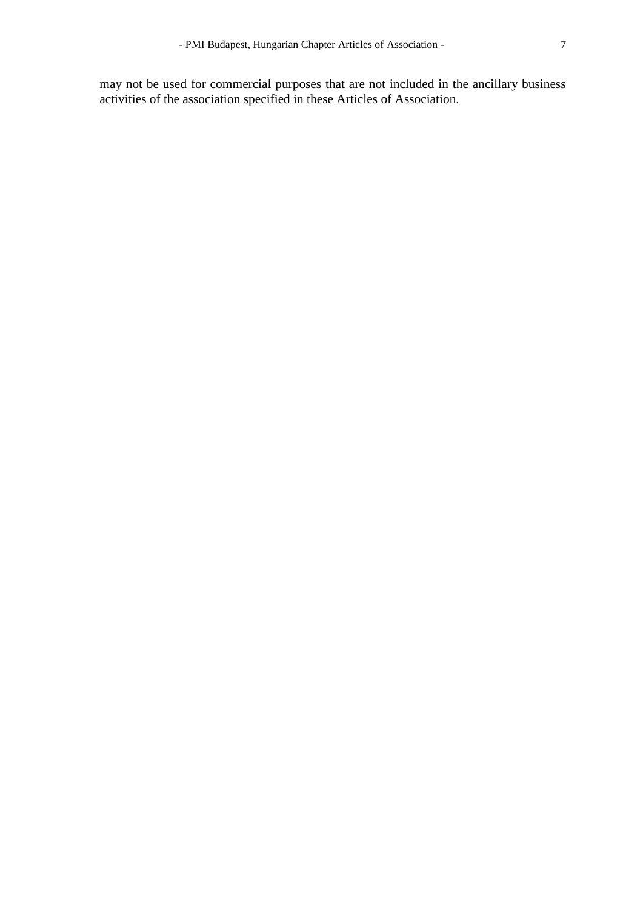may not be used for commercial purposes that are not included in the ancillary business activities of the association specified in these Articles of Association.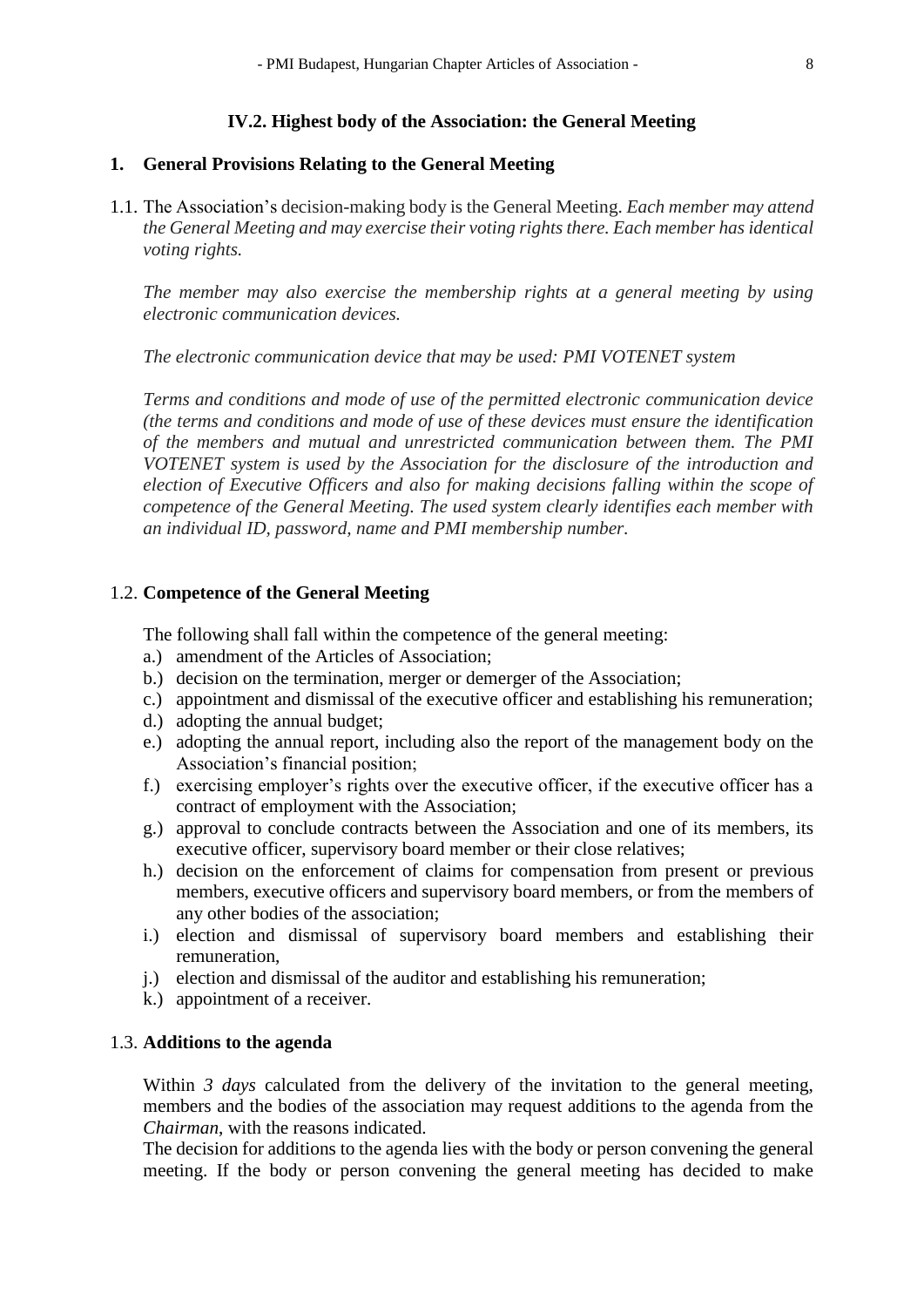## IV.2. Highest body of the Association: the General Meeting

### 1. General Provisions Relating to the General Meeting

1.1. The Association's decision-making body is the General Meeting. *Each member may attend the General Meeting and may exercise their voting rights there. Each member has identical voting rights.*

*The member may also exercise the membership rights at a general meeting by using electronic communication devices.*

*The electronic communication device that may be used: PMI VOTENET system*

*Terms and conditions and mode of use of the permitted electronic communication device (the terms and conditions and mode of use of these devices must ensure the identification of the members and mutual and unrestricted communication between them. The PMI VOTENET system is used by the Association for the disclosure of the introduction and election of Executive Officers and also for making decisions falling within the scope of competence of the General Meeting. The used system clearly identifies each member with an individual ID, password, name and PMI membership number.*

1.2. **Competence of the General Meeting**

The following shall fall within the competence of the general meeting:

a.) amendment of the Articles of Association;
b.) decision on the termination, merger or demerger of the Association;
c.) appointment and dismissal of the executive officer and establishing his remuneration;
d.) adopting the annual budget;
e.) adopting the annual report, including also the report of the management body on the Association's financial position;
f.) exercising employer's rights over the executive officer, if the executive officer has a contract of employment with the Association;
g.) approval to conclude contracts between the Association and one of its members, its executive officer, supervisory board member or their close relatives;
h.) decision on the enforcement of claims for compensation from present or previous members, executive officers and supervisory board members, or from the members of any other bodies of the association;
i.) election and dismissal of supervisory board members and establishing their remuneration,
j.) election and dismissal of the auditor and establishing his remuneration;
k.) appointment of a receiver.

1.3. **Additions to the agenda**

Within *3 days* calculated from the delivery of the invitation to the general meeting, members and the bodies of the association may request additions to the agenda from the *Chairman*, with the reasons indicated.

The decision for additions to the agenda lies with the body or person convening the general meeting. If the body or person convening the general meeting has decided to make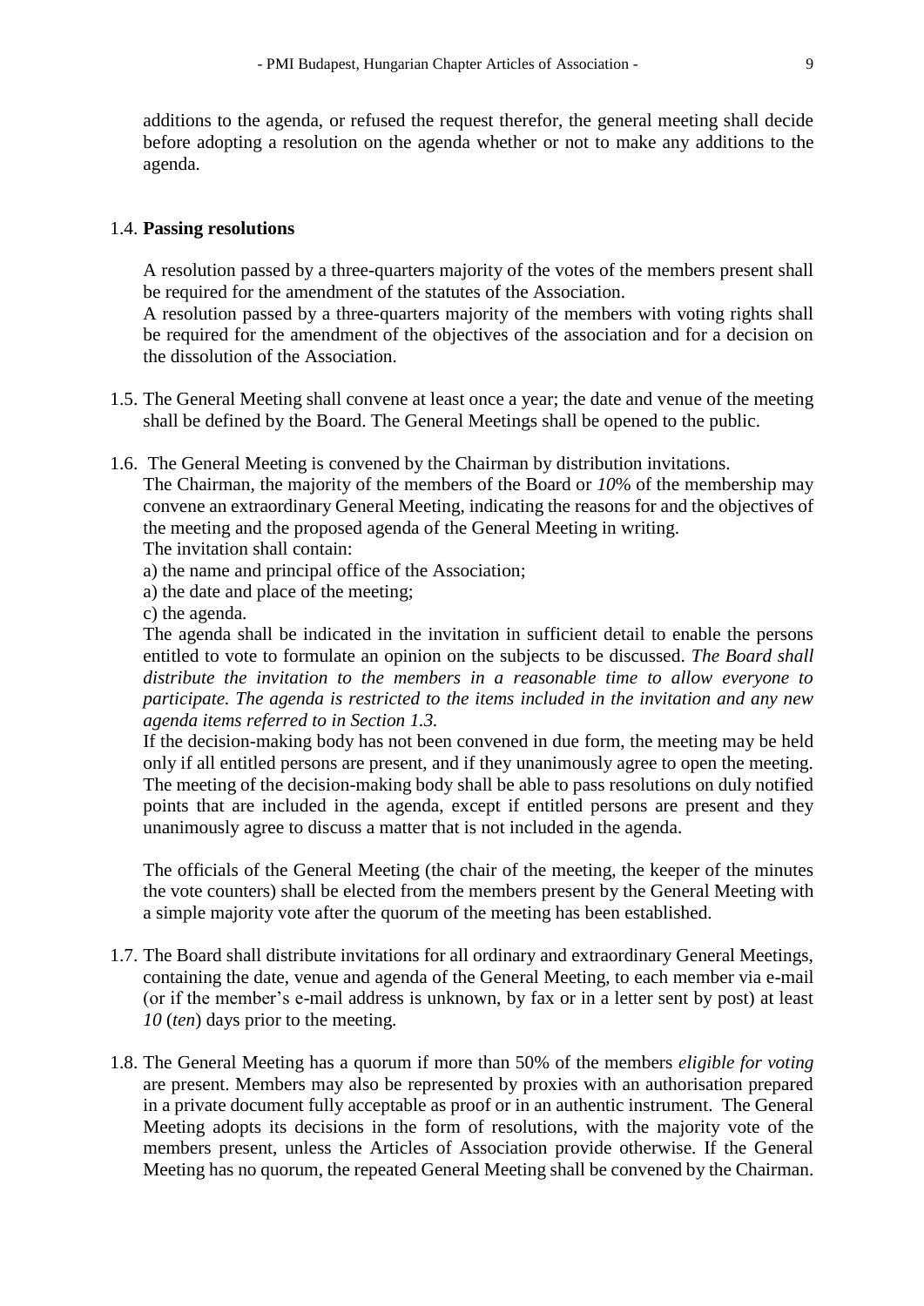additions to the agenda, or refused the request therefor, the general meeting shall decide before adopting a resolution on the agenda whether or not to make any additions to the agenda.

1.4. **Passing resolutions**

A resolution passed by a three-quarters majority of the votes of the members present shall be required for the amendment of the statutes of the Association.
A resolution passed by a three-quarters majority of the members with voting rights shall be required for the amendment of the objectives of the association and for a decision on the dissolution of the Association.

1.5. The General Meeting shall convene at least once a year; the date and venue of the meeting shall be defined by the Board. The General Meetings shall be opened to the public.

1.6. The General Meeting is convened by the Chairman by distribution invitations.
The Chairman, the majority of the members of the Board or *10*% of the membership may convene an extraordinary General Meeting, indicating the reasons for and the objectives of the meeting and the proposed agenda of the General Meeting in writing.
The invitation shall contain:
a) the name and principal office of the Association;
a) the date and place of the meeting;
c) the agenda.
The agenda shall be indicated in the invitation in sufficient detail to enable the persons entitled to vote to formulate an opinion on the subjects to be discussed. *The Board shall distribute the invitation to the members in a reasonable time to allow everyone to participate. The agenda is restricted to the items included in the invitation and any new agenda items referred to in Section 1.3.*
If the decision-making body has not been convened in due form, the meeting may be held only if all entitled persons are present, and if they unanimously agree to open the meeting. The meeting of the decision-making body shall be able to pass resolutions on duly notified points that are included in the agenda, except if entitled persons are present and they unanimously agree to discuss a matter that is not included in the agenda.

The officials of the General Meeting (the chair of the meeting, the keeper of the minutes the vote counters) shall be elected from the members present by the General Meeting with a simple majority vote after the quorum of the meeting has been established.

1.7. The Board shall distribute invitations for all ordinary and extraordinary General Meetings, containing the date, venue and agenda of the General Meeting, to each member via e-mail (or if the member's e-mail address is unknown, by fax or in a letter sent by post) at least *10* (*ten*) days prior to the meeting.

1.8. The General Meeting has a quorum if more than 50% of the members *eligible for voting* are present. Members may also be represented by proxies with an authorisation prepared in a private document fully acceptable as proof or in an authentic instrument. The General Meeting adopts its decisions in the form of resolutions, with the majority vote of the members present, unless the Articles of Association provide otherwise. If the General Meeting has no quorum, the repeated General Meeting shall be convened by the Chairman.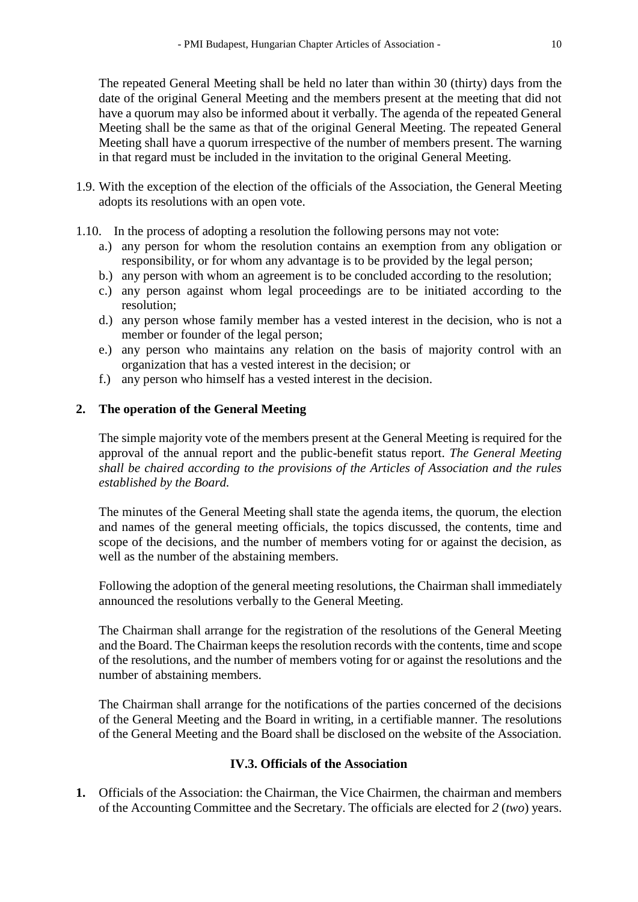The repeated General Meeting shall be held no later than within 30 (thirty) days from the date of the original General Meeting and the members present at the meeting that did not have a quorum may also be informed about it verbally. The agenda of the repeated General Meeting shall be the same as that of the original General Meeting. The repeated General Meeting shall have a quorum irrespective of the number of members present. The warning in that regard must be included in the invitation to the original General Meeting.

1.9. With the exception of the election of the officials of the Association, the General Meeting adopts its resolutions with an open vote.

1.10. In the process of adopting a resolution the following persons may not vote:

a.) any person for whom the resolution contains an exemption from any obligation or responsibility, or for whom any advantage is to be provided by the legal person;

b.) any person with whom an agreement is to be concluded according to the resolution;

c.) any person against whom legal proceedings are to be initiated according to the resolution;

d.) any person whose family member has a vested interest in the decision, who is not a member or founder of the legal person;

e.) any person who maintains any relation on the basis of majority control with an organization that has a vested interest in the decision; or

f.) any person who himself has a vested interest in the decision.

**2. The operation of the General Meeting**

The simple majority vote of the members present at the General Meeting is required for the approval of the annual report and the public-benefit status report. *The General Meeting shall be chaired according to the provisions of the Articles of Association and the rules established by the Board.*

The minutes of the General Meeting shall state the agenda items, the quorum, the election and names of the general meeting officials, the topics discussed, the contents, time and scope of the decisions, and the number of members voting for or against the decision, as well as the number of the abstaining members.

Following the adoption of the general meeting resolutions, the Chairman shall immediately announced the resolutions verbally to the General Meeting.

The Chairman shall arrange for the registration of the resolutions of the General Meeting and the Board. The Chairman keeps the resolution records with the contents, time and scope of the resolutions, and the number of members voting for or against the resolutions and the number of abstaining members.

The Chairman shall arrange for the notifications of the parties concerned of the decisions of the General Meeting and the Board in writing, in a certifiable manner. The resolutions of the General Meeting and the Board shall be disclosed on the website of the Association.

### IV.3. Officials of the Association

**1.** Officials of the Association: the Chairman, the Vice Chairmen, the chairman and members of the Accounting Committee and the Secretary. The officials are elected for *2* (*two*) years.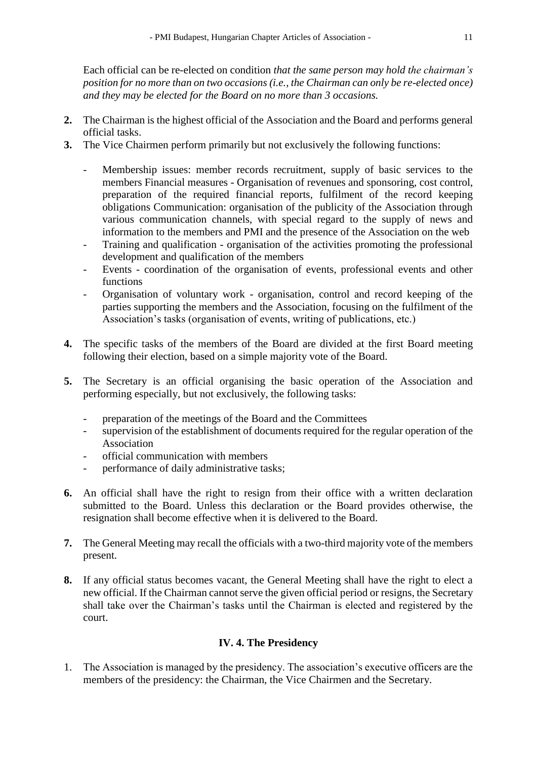Each official can be re-elected on condition *that the same person may hold the chairman's position for no more than on two occasions (i.e., the Chairman can only be re-elected once) and they may be elected for the Board on no more than 3 occasions.*

**2.** The Chairman is the highest official of the Association and the Board and performs general official tasks.

**3.** The Vice Chairmen perform primarily but not exclusively the following functions:

- Membership issues: member records recruitment, supply of basic services to the members Financial measures - Organisation of revenues and sponsoring, cost control, preparation of the required financial reports, fulfilment of the record keeping obligations Communication: organisation of the publicity of the Association through various communication channels, with special regard to the supply of news and information to the members and PMI and the presence of the Association on the web
- Training and qualification - organisation of the activities promoting the professional development and qualification of the members
- Events - coordination of the organisation of events, professional events and other functions
- Organisation of voluntary work - organisation, control and record keeping of the parties supporting the members and the Association, focusing on the fulfilment of the Association's tasks (organisation of events, writing of publications, etc.)

**4.** The specific tasks of the members of the Board are divided at the first Board meeting following their election, based on a simple majority vote of the Board.

**5.** The Secretary is an official organising the basic operation of the Association and performing especially, but not exclusively, the following tasks:

- preparation of the meetings of the Board and the Committees
- supervision of the establishment of documents required for the regular operation of the Association
- official communication with members
- performance of daily administrative tasks;

**6.** An official shall have the right to resign from their office with a written declaration submitted to the Board. Unless this declaration or the Board provides otherwise, the resignation shall become effective when it is delivered to the Board.

**7.** The General Meeting may recall the officials with a two-third majority vote of the members present.

**8.** If any official status becomes vacant, the General Meeting shall have the right to elect a new official. If the Chairman cannot serve the given official period or resigns, the Secretary shall take over the Chairman's tasks until the Chairman is elected and registered by the court.

### IV. 4. The Presidency

1. The Association is managed by the presidency. The association's executive officers are the members of the presidency: the Chairman, the Vice Chairmen and the Secretary.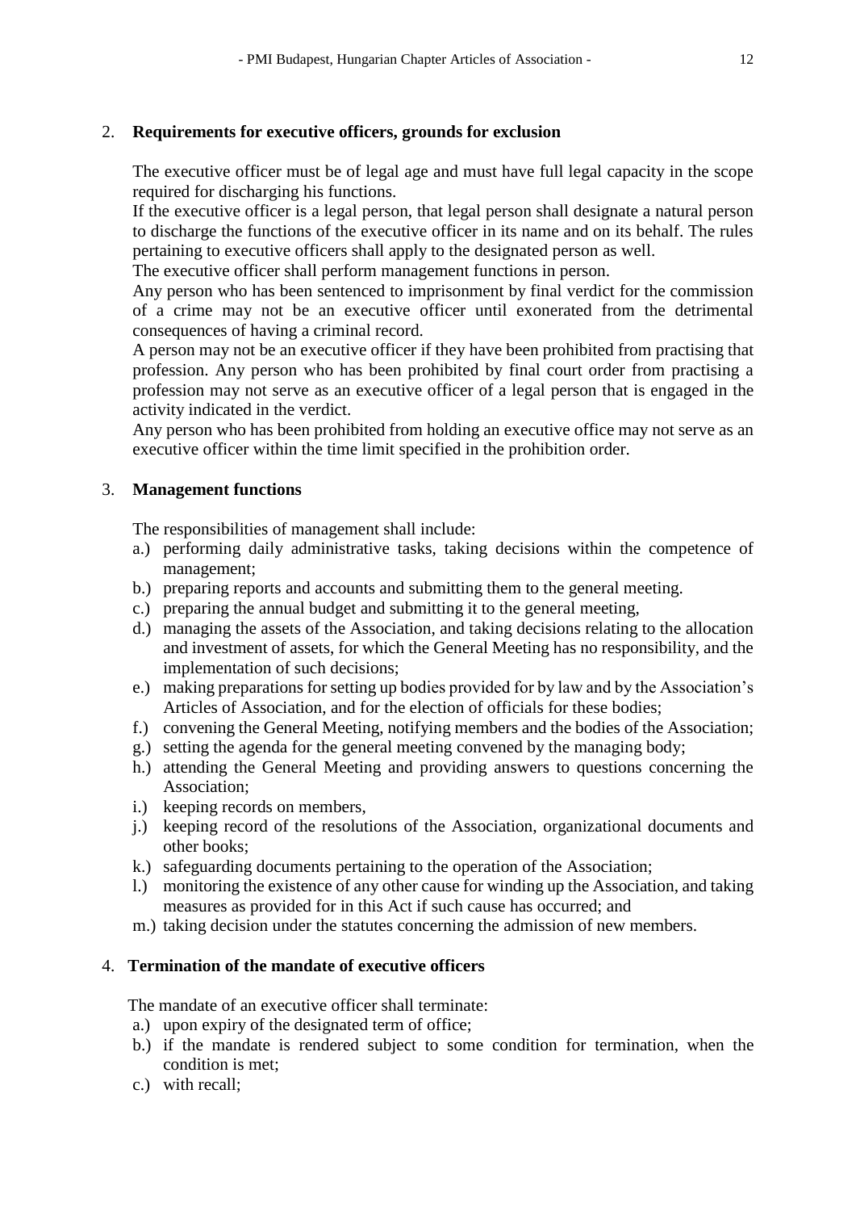## 2. **Requirements for executive officers, grounds for exclusion**

The executive officer must be of legal age and must have full legal capacity in the scope required for discharging his functions.

If the executive officer is a legal person, that legal person shall designate a natural person to discharge the functions of the executive officer in its name and on its behalf. The rules pertaining to executive officers shall apply to the designated person as well.

The executive officer shall perform management functions in person.

Any person who has been sentenced to imprisonment by final verdict for the commission of a crime may not be an executive officer until exonerated from the detrimental consequences of having a criminal record.

A person may not be an executive officer if they have been prohibited from practising that profession. Any person who has been prohibited by final court order from practising a profession may not serve as an executive officer of a legal person that is engaged in the activity indicated in the verdict.

Any person who has been prohibited from holding an executive office may not serve as an executive officer within the time limit specified in the prohibition order.

## 3. **Management functions**

The responsibilities of management shall include:

a.) performing daily administrative tasks, taking decisions within the competence of management;
b.) preparing reports and accounts and submitting them to the general meeting.
c.) preparing the annual budget and submitting it to the general meeting,
d.) managing the assets of the Association, and taking decisions relating to the allocation and investment of assets, for which the General Meeting has no responsibility, and the implementation of such decisions;
e.) making preparations for setting up bodies provided for by law and by the Association's Articles of Association, and for the election of officials for these bodies;
f.) convening the General Meeting, notifying members and the bodies of the Association;
g.) setting the agenda for the general meeting convened by the managing body;
h.) attending the General Meeting and providing answers to questions concerning the Association;
i.) keeping records on members,
j.) keeping record of the resolutions of the Association, organizational documents and other books;
k.) safeguarding documents pertaining to the operation of the Association;
l.) monitoring the existence of any other cause for winding up the Association, and taking measures as provided for in this Act if such cause has occurred; and
m.) taking decision under the statutes concerning the admission of new members.

## 4. **Termination of the mandate of executive officers**

The mandate of an executive officer shall terminate:

a.) upon expiry of the designated term of office;
b.) if the mandate is rendered subject to some condition for termination, when the condition is met;
c.) with recall;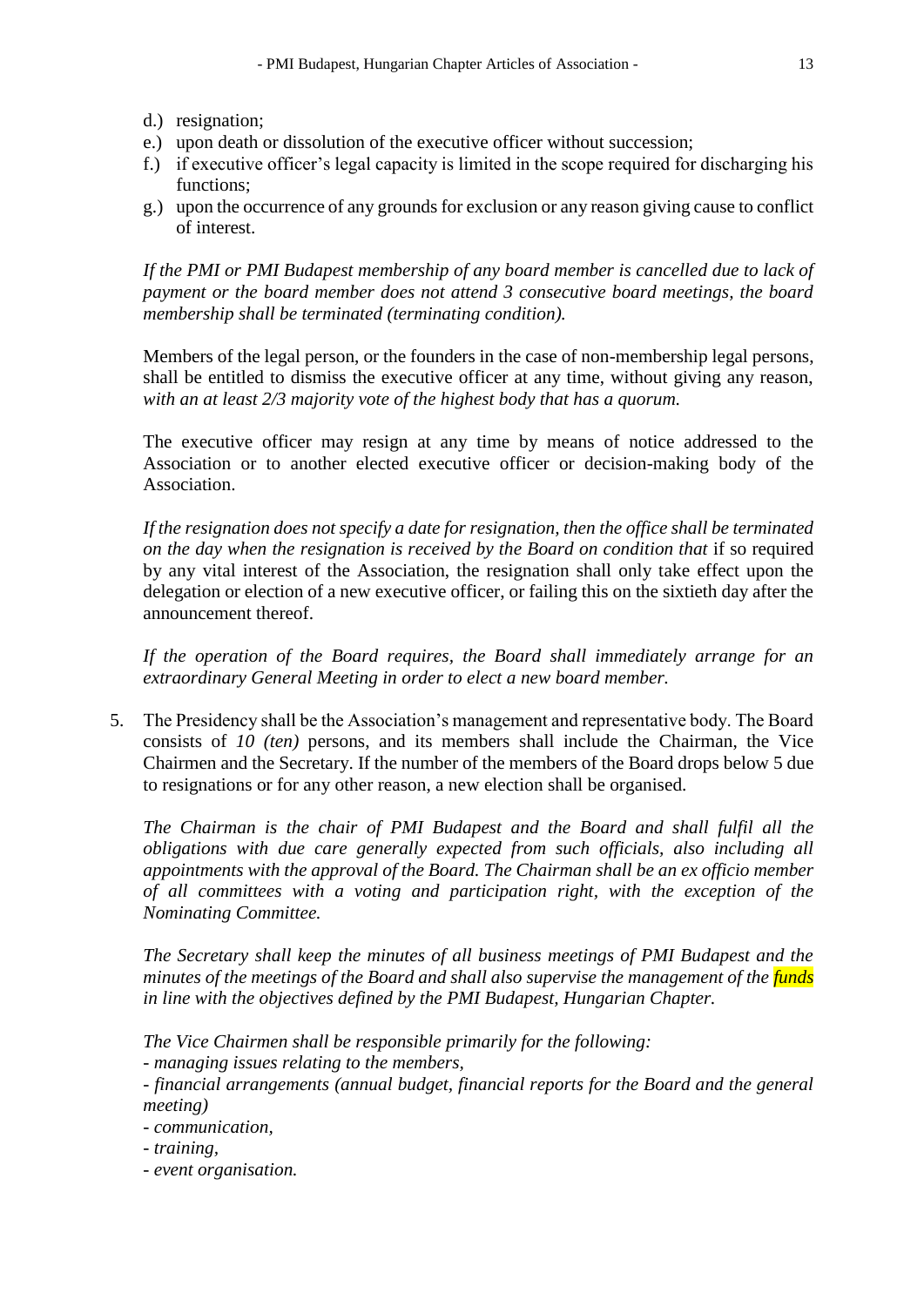d.) resignation;
e.) upon death or dissolution of the executive officer without succession;
f.) if executive officer's legal capacity is limited in the scope required for discharging his functions;
g.) upon the occurrence of any grounds for exclusion or any reason giving cause to conflict of interest.

*If the PMI or PMI Budapest membership of any board member is cancelled due to lack of payment or the board member does not attend 3 consecutive board meetings, the board membership shall be terminated (terminating condition).*

Members of the legal person, or the founders in the case of non-membership legal persons, shall be entitled to dismiss the executive officer at any time, without giving any reason, *with an at least 2/3 majority vote of the highest body that has a quorum.*

The executive officer may resign at any time by means of notice addressed to the Association or to another elected executive officer or decision-making body of the Association.

*If the resignation does not specify a date for resignation, then the office shall be terminated on the day when the resignation is received by the Board on condition that* if so required by any vital interest of the Association, the resignation shall only take effect upon the delegation or election of a new executive officer, or failing this on the sixtieth day after the announcement thereof.

*If the operation of the Board requires, the Board shall immediately arrange for an extraordinary General Meeting in order to elect a new board member.*

5. The Presidency shall be the Association's management and representative body. The Board consists of *10 (ten)* persons, and its members shall include the Chairman, the Vice Chairmen and the Secretary. If the number of the members of the Board drops below 5 due to resignations or for any other reason, a new election shall be organised.

   *The Chairman is the chair of PMI Budapest and the Board and shall fulfil all the obligations with due care generally expected from such officials, also including all appointments with the approval of the Board. The Chairman shall be an ex officio member of all committees with a voting and participation right, with the exception of the Nominating Committee.*

   *The Secretary shall keep the minutes of all business meetings of PMI Budapest and the minutes of the meetings of the Board and shall also supervise the management of the funds in line with the objectives defined by the PMI Budapest, Hungarian Chapter.*

   *The Vice Chairmen shall be responsible primarily for the following:*
   *- managing issues relating to the members,*
   *- financial arrangements (annual budget, financial reports for the Board and the general meeting)*
   *- communication,*
   *- training,*
   *- event organisation.*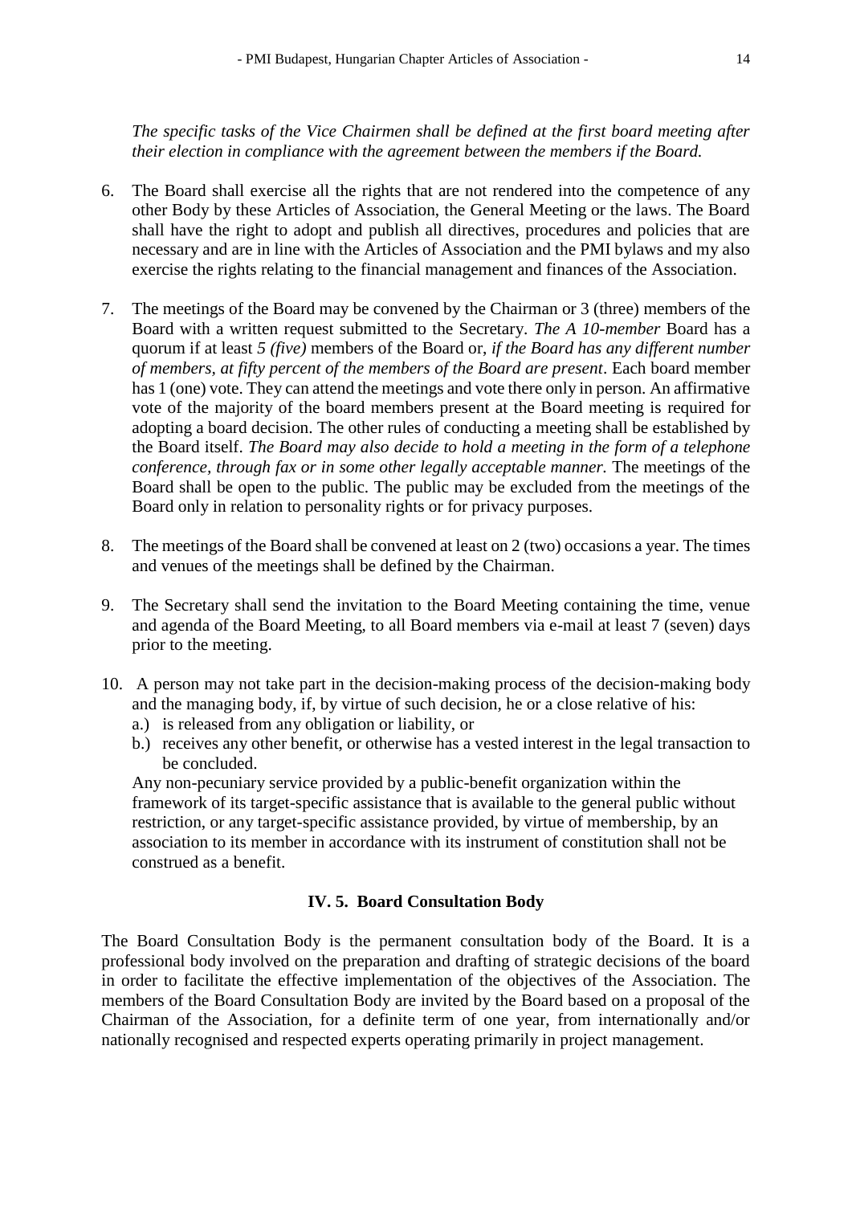*The specific tasks of the Vice Chairmen shall be defined at the first board meeting after their election in compliance with the agreement between the members if the Board.*

6. The Board shall exercise all the rights that are not rendered into the competence of any other Body by these Articles of Association, the General Meeting or the laws. The Board shall have the right to adopt and publish all directives, procedures and policies that are necessary and are in line with the Articles of Association and the PMI bylaws and my also exercise the rights relating to the financial management and finances of the Association.

7. The meetings of the Board may be convened by the Chairman or 3 (three) members of the Board with a written request submitted to the Secretary. *The A 10-member* Board has a quorum if at least *5 (five)* members of the Board or, *if the Board has any different number of members, at fifty percent of the members of the Board are present*. Each board member has 1 (one) vote. They can attend the meetings and vote there only in person. An affirmative vote of the majority of the board members present at the Board meeting is required for adopting a board decision. The other rules of conducting a meeting shall be established by the Board itself. *The Board may also decide to hold a meeting in the form of a telephone conference, through fax or in some other legally acceptable manner.* The meetings of the Board shall be open to the public. The public may be excluded from the meetings of the Board only in relation to personality rights or for privacy purposes.

8. The meetings of the Board shall be convened at least on 2 (two) occasions a year. The times and venues of the meetings shall be defined by the Chairman.

9. The Secretary shall send the invitation to the Board Meeting containing the time, venue and agenda of the Board Meeting, to all Board members via e-mail at least 7 (seven) days prior to the meeting.

10. A person may not take part in the decision-making process of the decision-making body and the managing body, if, by virtue of such decision, he or a close relative of his:
    a.) is released from any obligation or liability, or
    b.) receives any other benefit, or otherwise has a vested interest in the legal transaction to be concluded.

    Any non-pecuniary service provided by a public-benefit organization within the framework of its target-specific assistance that is available to the general public without restriction, or any target-specific assistance provided, by virtue of membership, by an association to its member in accordance with its instrument of constitution shall not be construed as a benefit.

### IV. 5. Board Consultation Body

The Board Consultation Body is the permanent consultation body of the Board. It is a professional body involved on the preparation and drafting of strategic decisions of the board in order to facilitate the effective implementation of the objectives of the Association. The members of the Board Consultation Body are invited by the Board based on a proposal of the Chairman of the Association, for a definite term of one year, from internationally and/or nationally recognised and respected experts operating primarily in project management.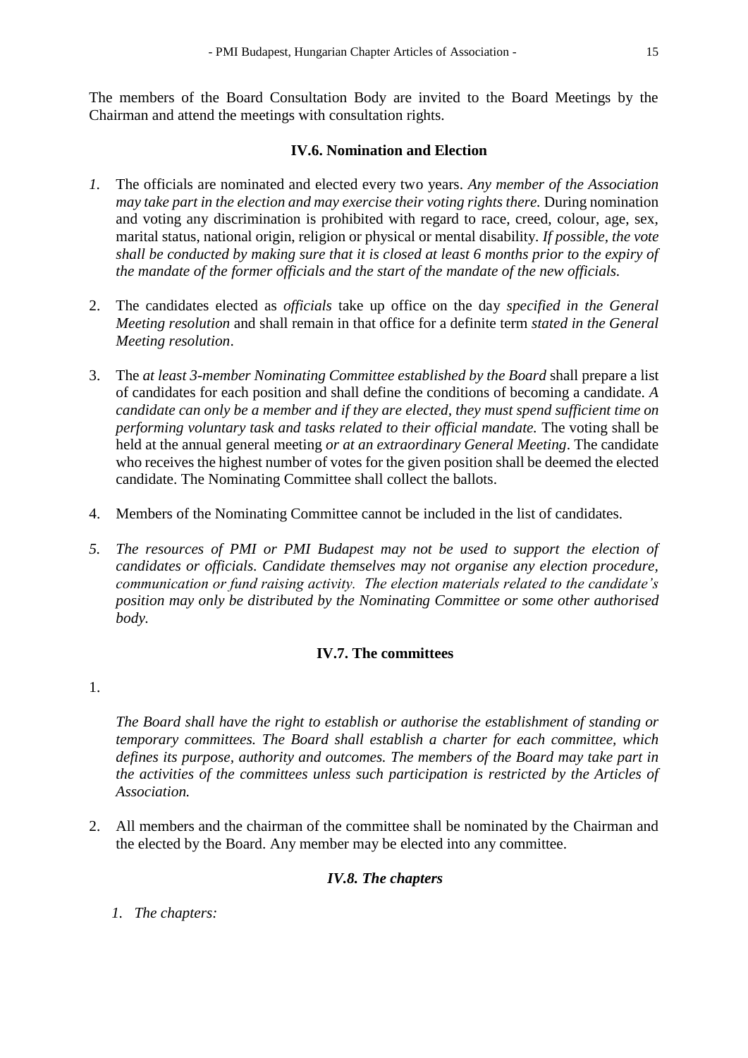The members of the Board Consultation Body are invited to the Board Meetings by the Chairman and attend the meetings with consultation rights.

### IV.6. Nomination and Election

1. The officials are nominated and elected every two years. *Any member of the Association may take part in the election and may exercise their voting rights there.* During nomination and voting any discrimination is prohibited with regard to race, creed, colour, age, sex, marital status, national origin, religion or physical or mental disability. *If possible, the vote shall be conducted by making sure that it is closed at least 6 months prior to the expiry of the mandate of the former officials and the start of the mandate of the new officials.*

2. The candidates elected as *officials* take up office on the day *specified in the General Meeting resolution* and shall remain in that office for a definite term *stated in the General Meeting resolution*.

3. The *at least 3-member Nominating Committee established by the Board* shall prepare a list of candidates for each position and shall define the conditions of becoming a candidate. *A candidate can only be a member and if they are elected, they must spend sufficient time on performing voluntary task and tasks related to their official mandate.* The voting shall be held at the annual general meeting *or at an extraordinary General Meeting*. The candidate who receives the highest number of votes for the given position shall be deemed the elected candidate. The Nominating Committee shall collect the ballots.

4. Members of the Nominating Committee cannot be included in the list of candidates.

5. *The resources of PMI or PMI Budapest may not be used to support the election of candidates or officials. Candidate themselves may not organise any election procedure, communication or fund raising activity. The election materials related to the candidate's position may only be distributed by the Nominating Committee or some other authorised body.*

### IV.7. The committees

1. *The Board shall have the right to establish or authorise the establishment of standing or temporary committees. The Board shall establish a charter for each committee, which defines its purpose, authority and outcomes. The members of the Board may take part in the activities of the committees unless such participation is restricted by the Articles of Association.*

2. All members and the chairman of the committee shall be nominated by the Chairman and the elected by the Board. Any member may be elected into any committee.

### *IV.8. The chapters*

1. *The chapters:*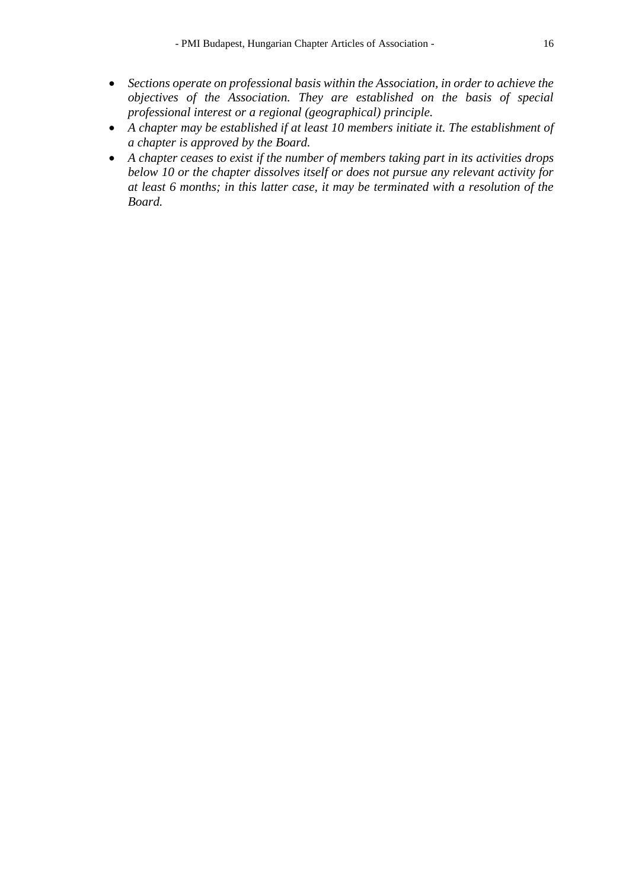- *Sections operate on professional basis within the Association, in order to achieve the objectives of the Association. They are established on the basis of special professional interest or a regional (geographical) principle.*
- *A chapter may be established if at least 10 members initiate it. The establishment of a chapter is approved by the Board.*
- *A chapter ceases to exist if the number of members taking part in its activities drops below 10 or the chapter dissolves itself or does not pursue any relevant activity for at least 6 months; in this latter case, it may be terminated with a resolution of the Board.*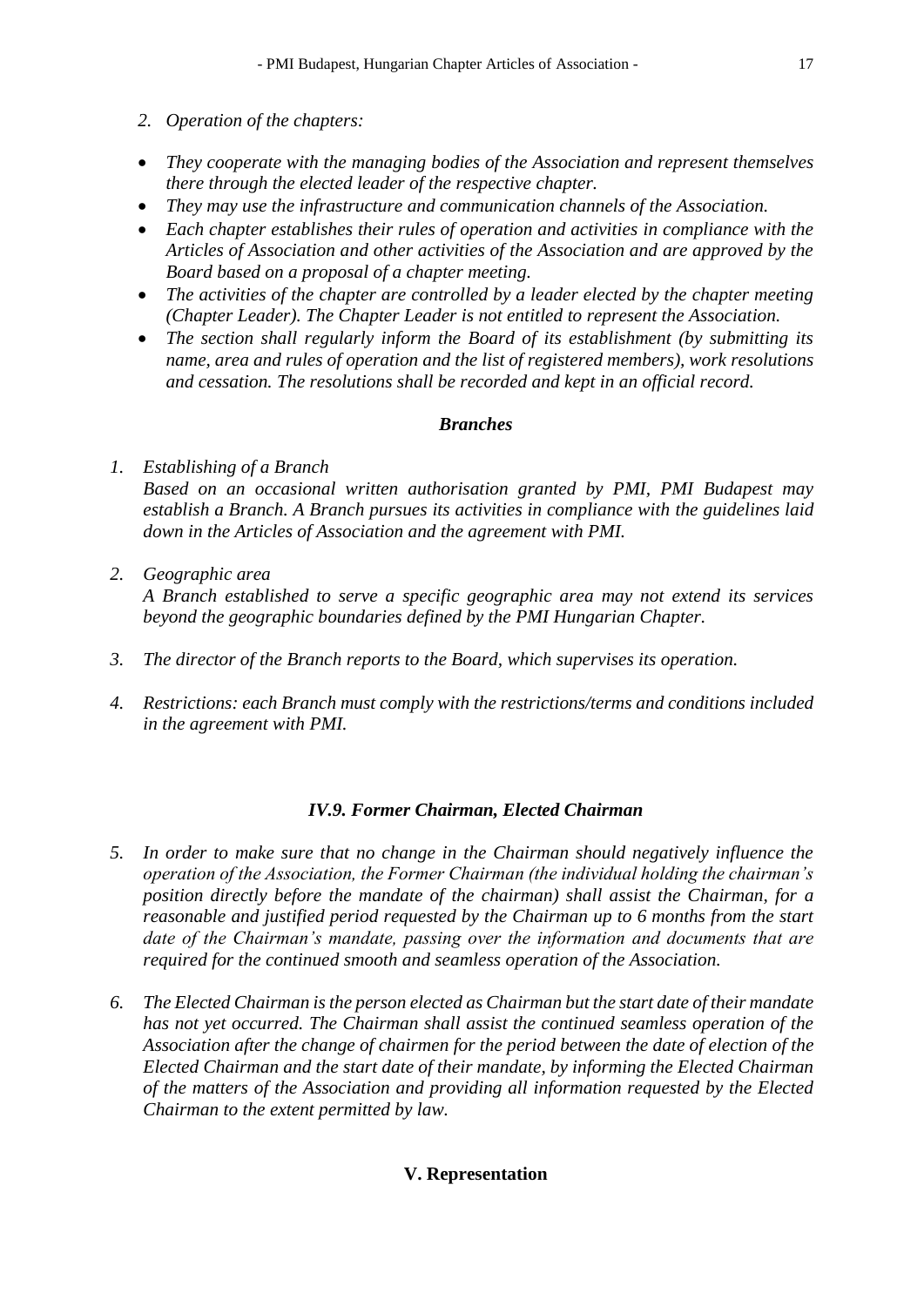2. *Operation of the chapters:*

- *They cooperate with the managing bodies of the Association and represent themselves there through the elected leader of the respective chapter.*
- *They may use the infrastructure and communication channels of the Association.*
- *Each chapter establishes their rules of operation and activities in compliance with the Articles of Association and other activities of the Association and are approved by the Board based on a proposal of a chapter meeting.*
- *The activities of the chapter are controlled by a leader elected by the chapter meeting (Chapter Leader). The Chapter Leader is not entitled to represent the Association.*
- *The section shall regularly inform the Board of its establishment (by submitting its name, area and rules of operation and the list of registered members), work resolutions and cessation. The resolutions shall be recorded and kept in an official record.*

***Branches***

1. *Establishing of a Branch*
   *Based on an occasional written authorisation granted by PMI, PMI Budapest may establish a Branch. A Branch pursues its activities in compliance with the guidelines laid down in the Articles of Association and the agreement with PMI.*

2. *Geographic area*
   *A Branch established to serve a specific geographic area may not extend its services beyond the geographic boundaries defined by the PMI Hungarian Chapter.*

3. *The director of the Branch reports to the Board, which supervises its operation.*

4. *Restrictions: each Branch must comply with the restrictions/terms and conditions included in the agreement with PMI.*

### *IV.9. Former Chairman, Elected Chairman*

5. *In order to make sure that no change in the Chairman should negatively influence the operation of the Association, the Former Chairman (the individual holding the chairman's position directly before the mandate of the chairman) shall assist the Chairman, for a reasonable and justified period requested by the Chairman up to 6 months from the start date of the Chairman's mandate, passing over the information and documents that are required for the continued smooth and seamless operation of the Association.*

6. *The Elected Chairman is the person elected as Chairman but the start date of their mandate has not yet occurred. The Chairman shall assist the continued seamless operation of the Association after the change of chairmen for the period between the date of election of the Elected Chairman and the start date of their mandate, by informing the Elected Chairman of the matters of the Association and providing all information requested by the Elected Chairman to the extent permitted by law.*

## V. Representation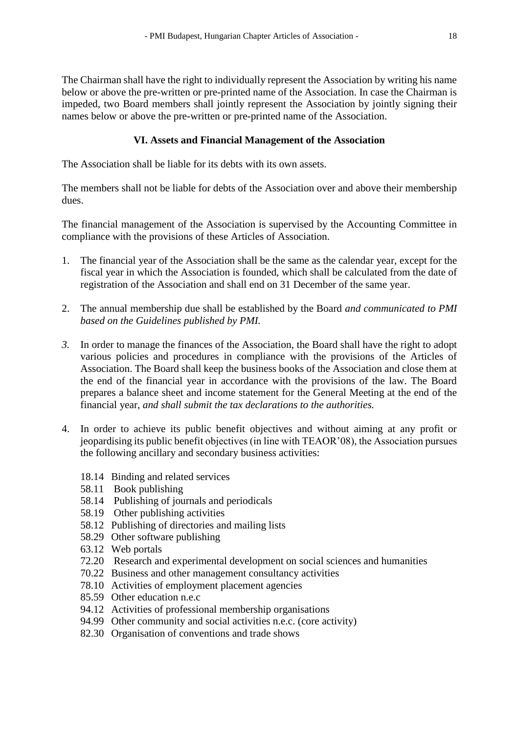The Chairman shall have the right to individually represent the Association by writing his name below or above the pre-written or pre-printed name of the Association. In case the Chairman is impeded, two Board members shall jointly represent the Association by jointly signing their names below or above the pre-written or pre-printed name of the Association.

### VI. Assets and Financial Management of the Association

The Association shall be liable for its debts with its own assets.

The members shall not be liable for debts of the Association over and above their membership dues.

The financial management of the Association is supervised by the Accounting Committee in compliance with the provisions of these Articles of Association.

1. The financial year of the Association shall be the same as the calendar year, except for the fiscal year in which the Association is founded, which shall be calculated from the date of registration of the Association and shall end on 31 December of the same year.

2. The annual membership due shall be established by the Board *and communicated to PMI based on the Guidelines published by PMI.*

3. In order to manage the finances of the Association, the Board shall have the right to adopt various policies and procedures in compliance with the provisions of the Articles of Association. The Board shall keep the business books of the Association and close them at the end of the financial year in accordance with the provisions of the law. The Board prepares a balance sheet and income statement for the General Meeting at the end of the financial year, *and shall submit the tax declarations to the authorities.*

4. In order to achieve its public benefit objectives and without aiming at any profit or jeopardising its public benefit objectives (in line with TEAOR'08), the Association pursues the following ancillary and secondary business activities:

   18.14 Binding and related services
   58.11 Book publishing
   58.14 Publishing of journals and periodicals
   58.19 Other publishing activities
   58.12 Publishing of directories and mailing lists
   58.29 Other software publishing
   63.12 Web portals
   72.20 Research and experimental development on social sciences and humanities
   70.22 Business and other management consultancy activities
   78.10 Activities of employment placement agencies
   85.59 Other education n.e.c
   94.12 Activities of professional membership organisations
   94.99 Other community and social activities n.e.c. (core activity)
   82.30 Organisation of conventions and trade shows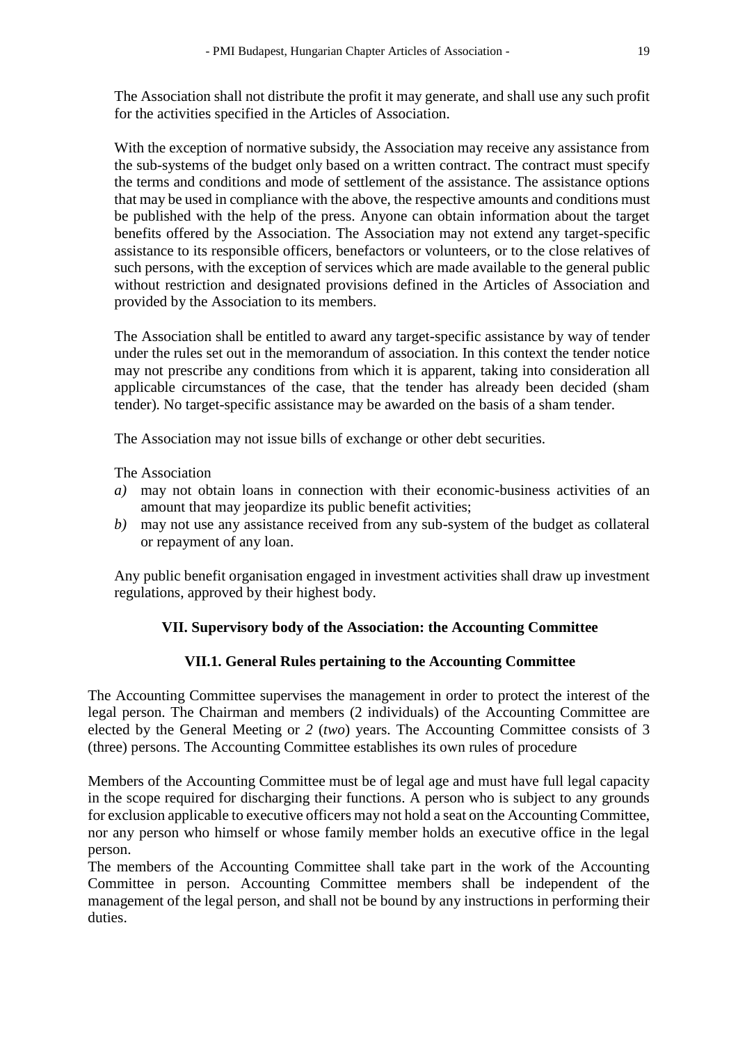The Association shall not distribute the profit it may generate, and shall use any such profit for the activities specified in the Articles of Association.

With the exception of normative subsidy, the Association may receive any assistance from the sub-systems of the budget only based on a written contract. The contract must specify the terms and conditions and mode of settlement of the assistance. The assistance options that may be used in compliance with the above, the respective amounts and conditions must be published with the help of the press. Anyone can obtain information about the target benefits offered by the Association. The Association may not extend any target-specific assistance to its responsible officers, benefactors or volunteers, or to the close relatives of such persons, with the exception of services which are made available to the general public without restriction and designated provisions defined in the Articles of Association and provided by the Association to its members.

The Association shall be entitled to award any target-specific assistance by way of tender under the rules set out in the memorandum of association. In this context the tender notice may not prescribe any conditions from which it is apparent, taking into consideration all applicable circumstances of the case, that the tender has already been decided (sham tender). No target-specific assistance may be awarded on the basis of a sham tender.

The Association may not issue bills of exchange or other debt securities.

The Association

*a)* may not obtain loans in connection with their economic-business activities of an amount that may jeopardize its public benefit activities;

*b)* may not use any assistance received from any sub-system of the budget as collateral or repayment of any loan.

Any public benefit organisation engaged in investment activities shall draw up investment regulations, approved by their highest body.

## VII. Supervisory body of the Association: the Accounting Committee

### VII.1. General Rules pertaining to the Accounting Committee

The Accounting Committee supervises the management in order to protect the interest of the legal person. The Chairman and members (2 individuals) of the Accounting Committee are elected by the General Meeting or *2* (*two*) years. The Accounting Committee consists of 3 (three) persons. The Accounting Committee establishes its own rules of procedure

Members of the Accounting Committee must be of legal age and must have full legal capacity in the scope required for discharging their functions. A person who is subject to any grounds for exclusion applicable to executive officers may not hold a seat on the Accounting Committee, nor any person who himself or whose family member holds an executive office in the legal person.

The members of the Accounting Committee shall take part in the work of the Accounting Committee in person. Accounting Committee members shall be independent of the management of the legal person, and shall not be bound by any instructions in performing their duties.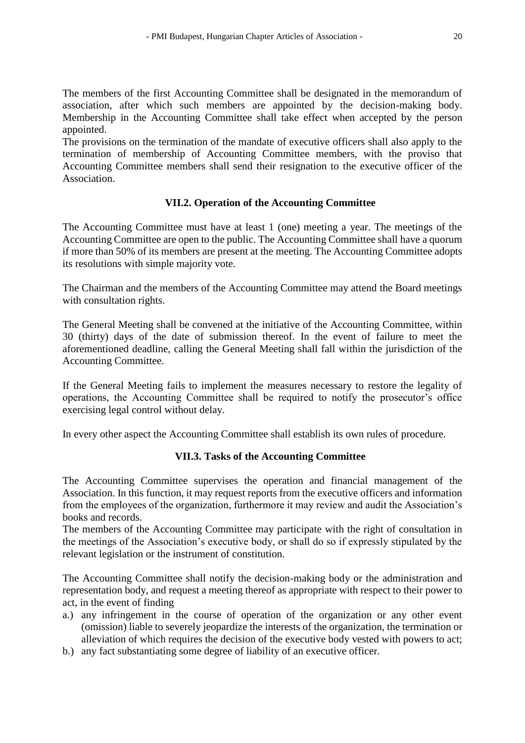The members of the first Accounting Committee shall be designated in the memorandum of association, after which such members are appointed by the decision-making body. Membership in the Accounting Committee shall take effect when accepted by the person appointed.

The provisions on the termination of the mandate of executive officers shall also apply to the termination of membership of Accounting Committee members, with the proviso that Accounting Committee members shall send their resignation to the executive officer of the Association.

### VII.2. Operation of the Accounting Committee

The Accounting Committee must have at least 1 (one) meeting a year. The meetings of the Accounting Committee are open to the public. The Accounting Committee shall have a quorum if more than 50% of its members are present at the meeting. The Accounting Committee adopts its resolutions with simple majority vote.

The Chairman and the members of the Accounting Committee may attend the Board meetings with consultation rights.

The General Meeting shall be convened at the initiative of the Accounting Committee, within 30 (thirty) days of the date of submission thereof. In the event of failure to meet the aforementioned deadline, calling the General Meeting shall fall within the jurisdiction of the Accounting Committee.

If the General Meeting fails to implement the measures necessary to restore the legality of operations, the Accounting Committee shall be required to notify the prosecutor's office exercising legal control without delay.

In every other aspect the Accounting Committee shall establish its own rules of procedure.

### VII.3. Tasks of the Accounting Committee

The Accounting Committee supervises the operation and financial management of the Association. In this function, it may request reports from the executive officers and information from the employees of the organization, furthermore it may review and audit the Association's books and records.

The members of the Accounting Committee may participate with the right of consultation in the meetings of the Association's executive body, or shall do so if expressly stipulated by the relevant legislation or the instrument of constitution.

The Accounting Committee shall notify the decision-making body or the administration and representation body, and request a meeting thereof as appropriate with respect to their power to act, in the event of finding

a.) any infringement in the course of operation of the organization or any other event (omission) liable to severely jeopardize the interests of the organization, the termination or alleviation of which requires the decision of the executive body vested with powers to act;
b.) any fact substantiating some degree of liability of an executive officer.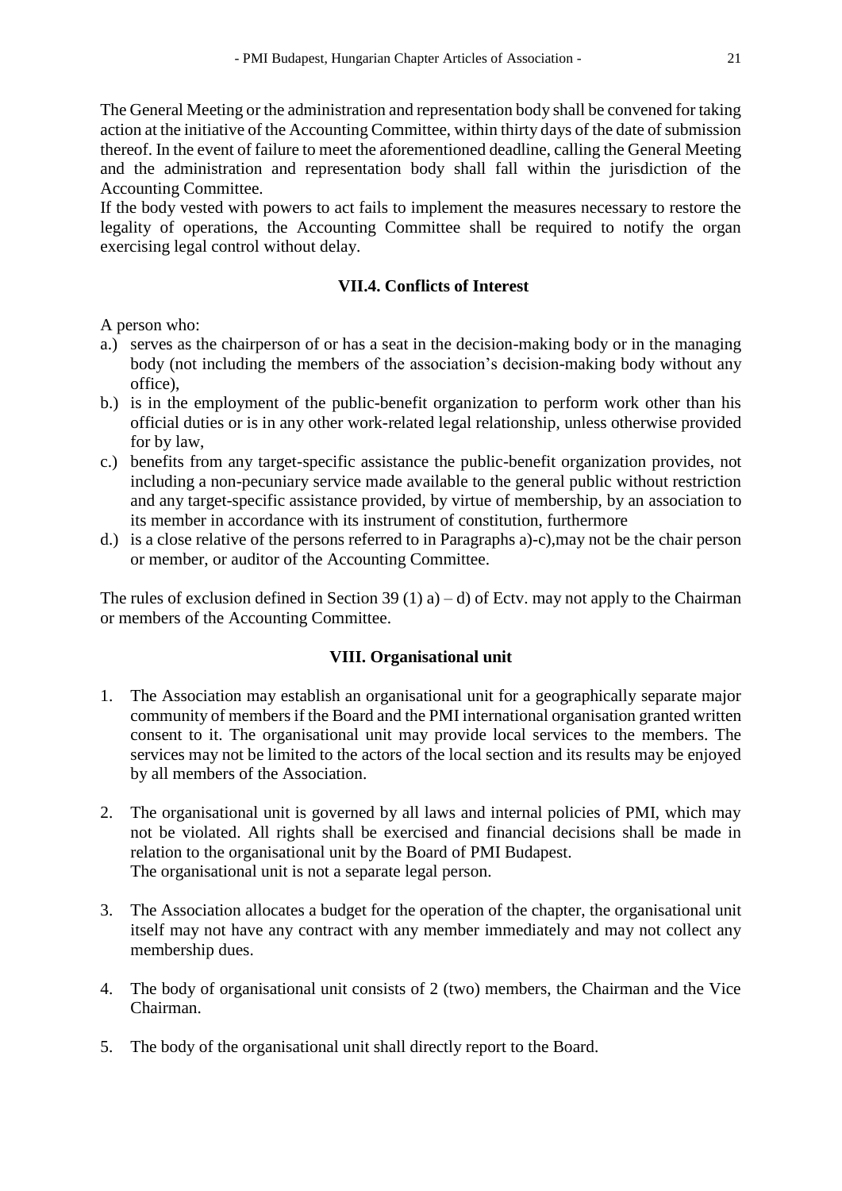The General Meeting or the administration and representation body shall be convened for taking action at the initiative of the Accounting Committee, within thirty days of the date of submission thereof. In the event of failure to meet the aforementioned deadline, calling the General Meeting and the administration and representation body shall fall within the jurisdiction of the Accounting Committee.
If the body vested with powers to act fails to implement the measures necessary to restore the legality of operations, the Accounting Committee shall be required to notify the organ exercising legal control without delay.

### VII.4. Conflicts of Interest

A person who:

a.) serves as the chairperson of or has a seat in the decision-making body or in the managing body (not including the members of the association's decision-making body without any office),
b.) is in the employment of the public-benefit organization to perform work other than his official duties or is in any other work-related legal relationship, unless otherwise provided for by law,
c.) benefits from any target-specific assistance the public-benefit organization provides, not including a non-pecuniary service made available to the general public without restriction and any target-specific assistance provided, by virtue of membership, by an association to its member in accordance with its instrument of constitution, furthermore
d.) is a close relative of the persons referred to in Paragraphs a)-c),may not be the chair person or member, or auditor of the Accounting Committee.

The rules of exclusion defined in Section 39 (1) a) – d) of Ectv. may not apply to the Chairman or members of the Accounting Committee.

## VIII. Organisational unit

1. The Association may establish an organisational unit for a geographically separate major community of members if the Board and the PMI international organisation granted written consent to it. The organisational unit may provide local services to the members. The services may not be limited to the actors of the local section and its results may be enjoyed by all members of the Association.

2. The organisational unit is governed by all laws and internal policies of PMI, which may not be violated. All rights shall be exercised and financial decisions shall be made in relation to the organisational unit by the Board of PMI Budapest.
   The organisational unit is not a separate legal person.

3. The Association allocates a budget for the operation of the chapter, the organisational unit itself may not have any contract with any member immediately and may not collect any membership dues.

4. The body of organisational unit consists of 2 (two) members, the Chairman and the Vice Chairman.

5. The body of the organisational unit shall directly report to the Board.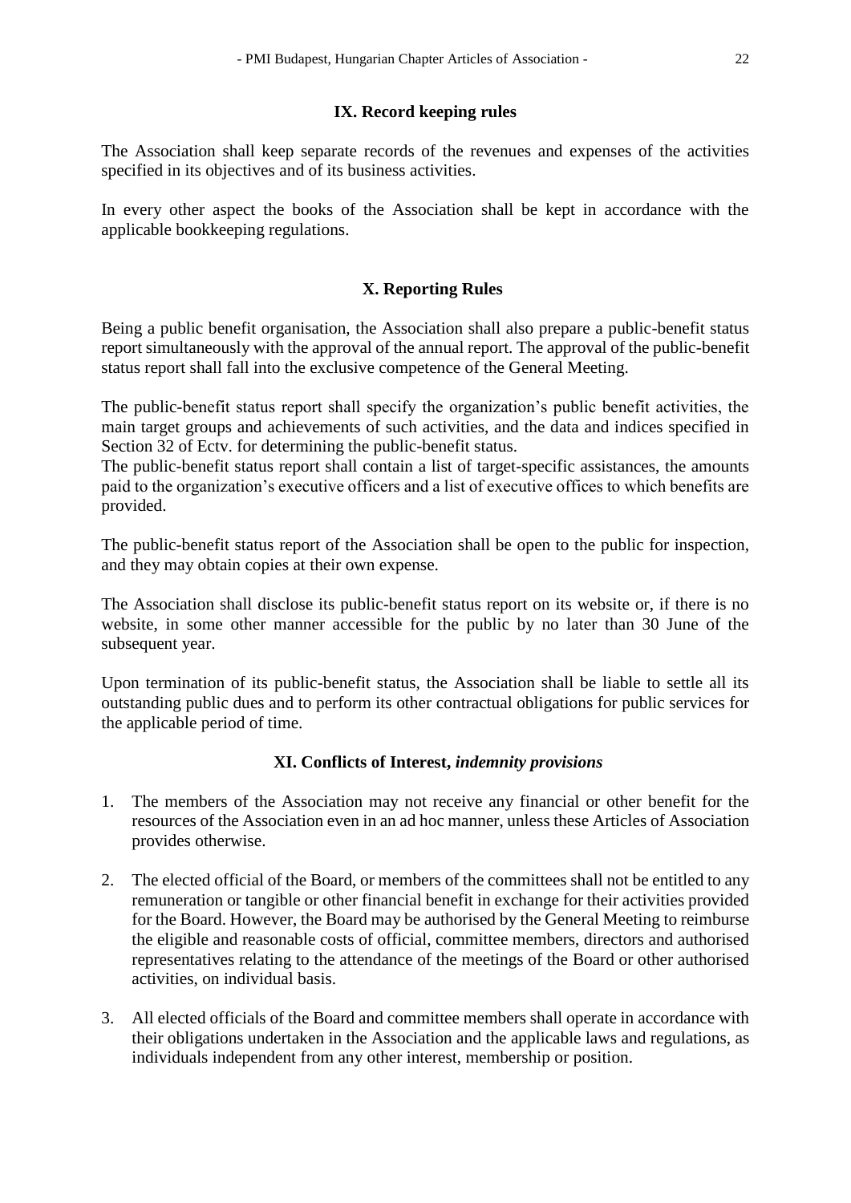## IX. Record keeping rules

The Association shall keep separate records of the revenues and expenses of the activities specified in its objectives and of its business activities.

In every other aspect the books of the Association shall be kept in accordance with the applicable bookkeeping regulations.

## X. Reporting Rules

Being a public benefit organisation, the Association shall also prepare a public-benefit status report simultaneously with the approval of the annual report. The approval of the public-benefit status report shall fall into the exclusive competence of the General Meeting.

The public-benefit status report shall specify the organization's public benefit activities, the main target groups and achievements of such activities, and the data and indices specified in Section 32 of Ectv. for determining the public-benefit status.
The public-benefit status report shall contain a list of target-specific assistances, the amounts paid to the organization's executive officers and a list of executive offices to which benefits are provided.

The public-benefit status report of the Association shall be open to the public for inspection, and they may obtain copies at their own expense.

The Association shall disclose its public-benefit status report on its website or, if there is no website, in some other manner accessible for the public by no later than 30 June of the subsequent year.

Upon termination of its public-benefit status, the Association shall be liable to settle all its outstanding public dues and to perform its other contractual obligations for public services for the applicable period of time.

## XI. Conflicts of Interest, *indemnity provisions*

1. The members of the Association may not receive any financial or other benefit for the resources of the Association even in an ad hoc manner, unless these Articles of Association provides otherwise.

2. The elected official of the Board, or members of the committees shall not be entitled to any remuneration or tangible or other financial benefit in exchange for their activities provided for the Board. However, the Board may be authorised by the General Meeting to reimburse the eligible and reasonable costs of official, committee members, directors and authorised representatives relating to the attendance of the meetings of the Board or other authorised activities, on individual basis.

3. All elected officials of the Board and committee members shall operate in accordance with their obligations undertaken in the Association and the applicable laws and regulations, as individuals independent from any other interest, membership or position.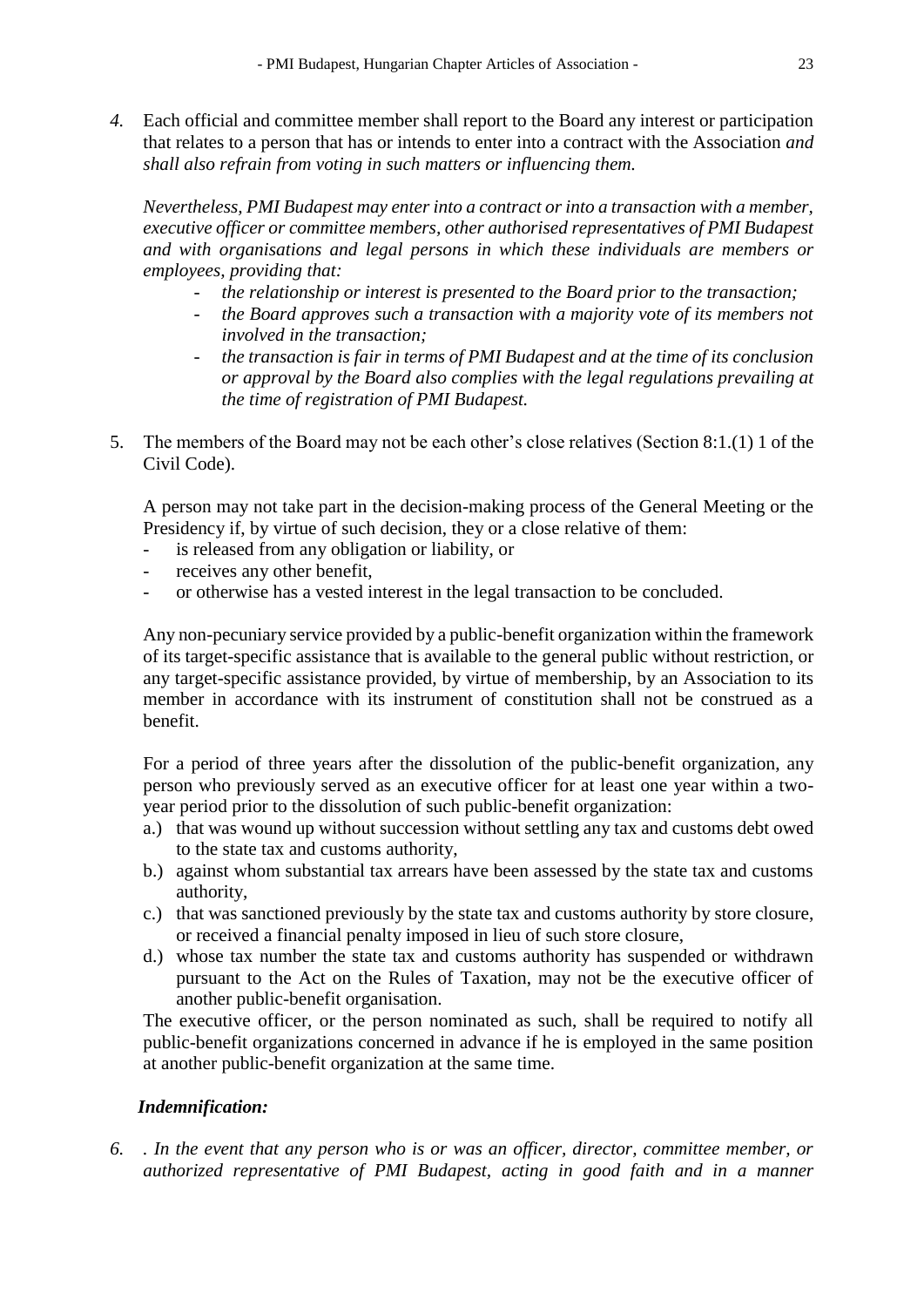*4.* Each official and committee member shall report to the Board any interest or participation that relates to a person that has or intends to enter into a contract with the Association *and shall also refrain from voting in such matters or influencing them.*

*Nevertheless, PMI Budapest may enter into a contract or into a transaction with a member, executive officer or committee members, other authorised representatives of PMI Budapest and with organisations and legal persons in which these individuals are members or employees, providing that:*

- *the relationship or interest is presented to the Board prior to the transaction;*
- *the Board approves such a transaction with a majority vote of its members not involved in the transaction;*
- *the transaction is fair in terms of PMI Budapest and at the time of its conclusion or approval by the Board also complies with the legal regulations prevailing at the time of registration of PMI Budapest.*

5. The members of the Board may not be each other's close relatives (Section 8:1.(1) 1 of the Civil Code).

A person may not take part in the decision-making process of the General Meeting or the Presidency if, by virtue of such decision, they or a close relative of them:

- is released from any obligation or liability, or
- receives any other benefit,
- or otherwise has a vested interest in the legal transaction to be concluded.

Any non-pecuniary service provided by a public-benefit organization within the framework of its target-specific assistance that is available to the general public without restriction, or any target-specific assistance provided, by virtue of membership, by an Association to its member in accordance with its instrument of constitution shall not be construed as a benefit.

For a period of three years after the dissolution of the public-benefit organization, any person who previously served as an executive officer for at least one year within a two-year period prior to the dissolution of such public-benefit organization:

a.) that was wound up without succession without settling any tax and customs debt owed to the state tax and customs authority,
b.) against whom substantial tax arrears have been assessed by the state tax and customs authority,
c.) that was sanctioned previously by the state tax and customs authority by store closure, or received a financial penalty imposed in lieu of such store closure,
d.) whose tax number the state tax and customs authority has suspended or withdrawn pursuant to the Act on the Rules of Taxation, may not be the executive officer of another public-benefit organisation.

The executive officer, or the person nominated as such, shall be required to notify all public-benefit organizations concerned in advance if he is employed in the same position at another public-benefit organization at the same time.

***Indemnification:***

*6. . In the event that any person who is or was an officer, director, committee member, or authorized representative of PMI Budapest, acting in good faith and in a manner*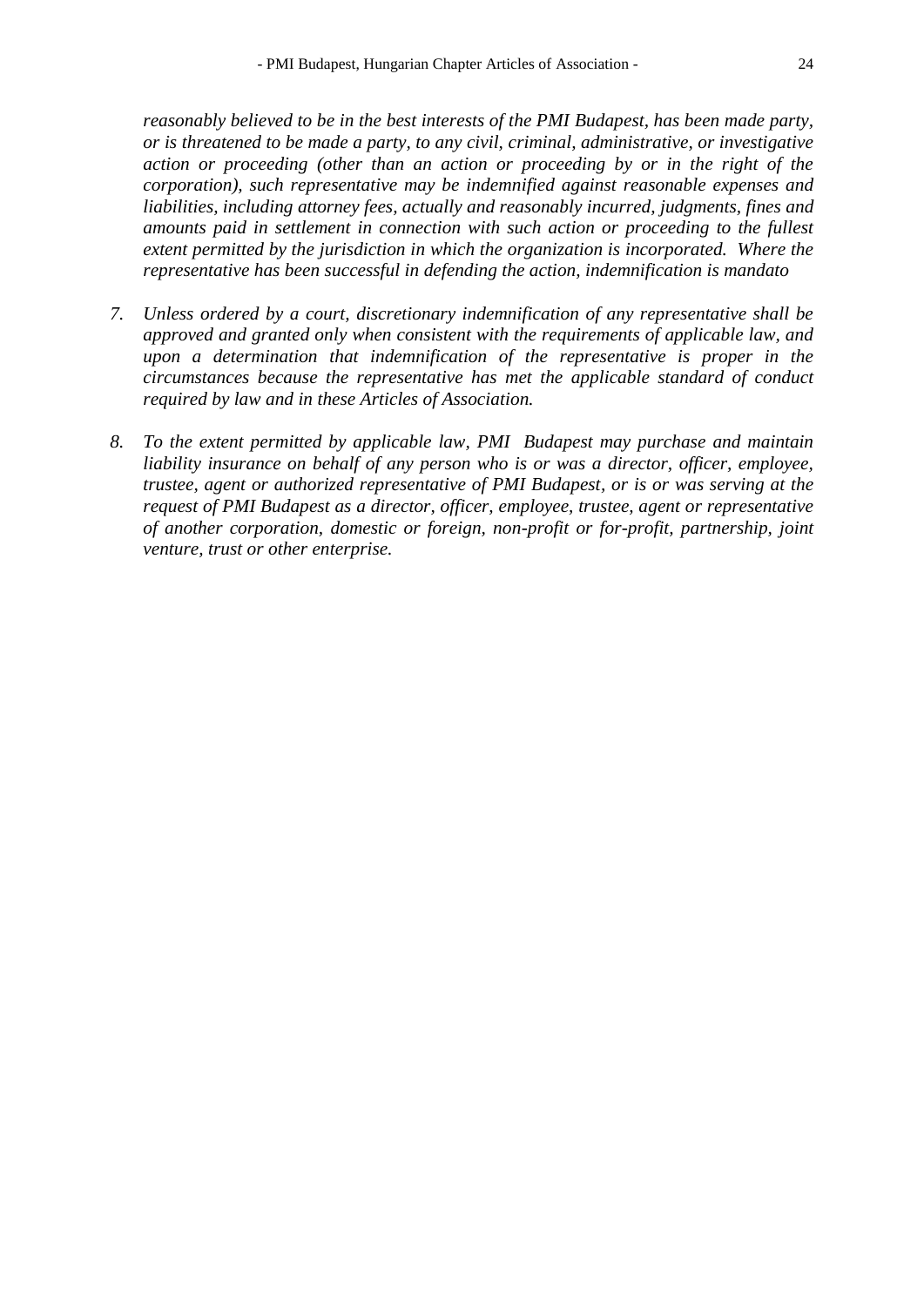*reasonably believed to be in the best interests of the PMI Budapest, has been made party, or is threatened to be made a party, to any civil, criminal, administrative, or investigative action or proceeding (other than an action or proceeding by or in the right of the corporation), such representative may be indemnified against reasonable expenses and liabilities, including attorney fees, actually and reasonably incurred, judgments, fines and amounts paid in settlement in connection with such action or proceeding to the fullest extent permitted by the jurisdiction in which the organization is incorporated. Where the representative has been successful in defending the action, indemnification is mandato*

7. *Unless ordered by a court, discretionary indemnification of any representative shall be approved and granted only when consistent with the requirements of applicable law, and upon a determination that indemnification of the representative is proper in the circumstances because the representative has met the applicable standard of conduct required by law and in these Articles of Association.*

8. *To the extent permitted by applicable law, PMI Budapest may purchase and maintain liability insurance on behalf of any person who is or was a director, officer, employee, trustee, agent or authorized representative of PMI Budapest, or is or was serving at the request of PMI Budapest as a director, officer, employee, trustee, agent or representative of another corporation, domestic or foreign, non-profit or for-profit, partnership, joint venture, trust or other enterprise.*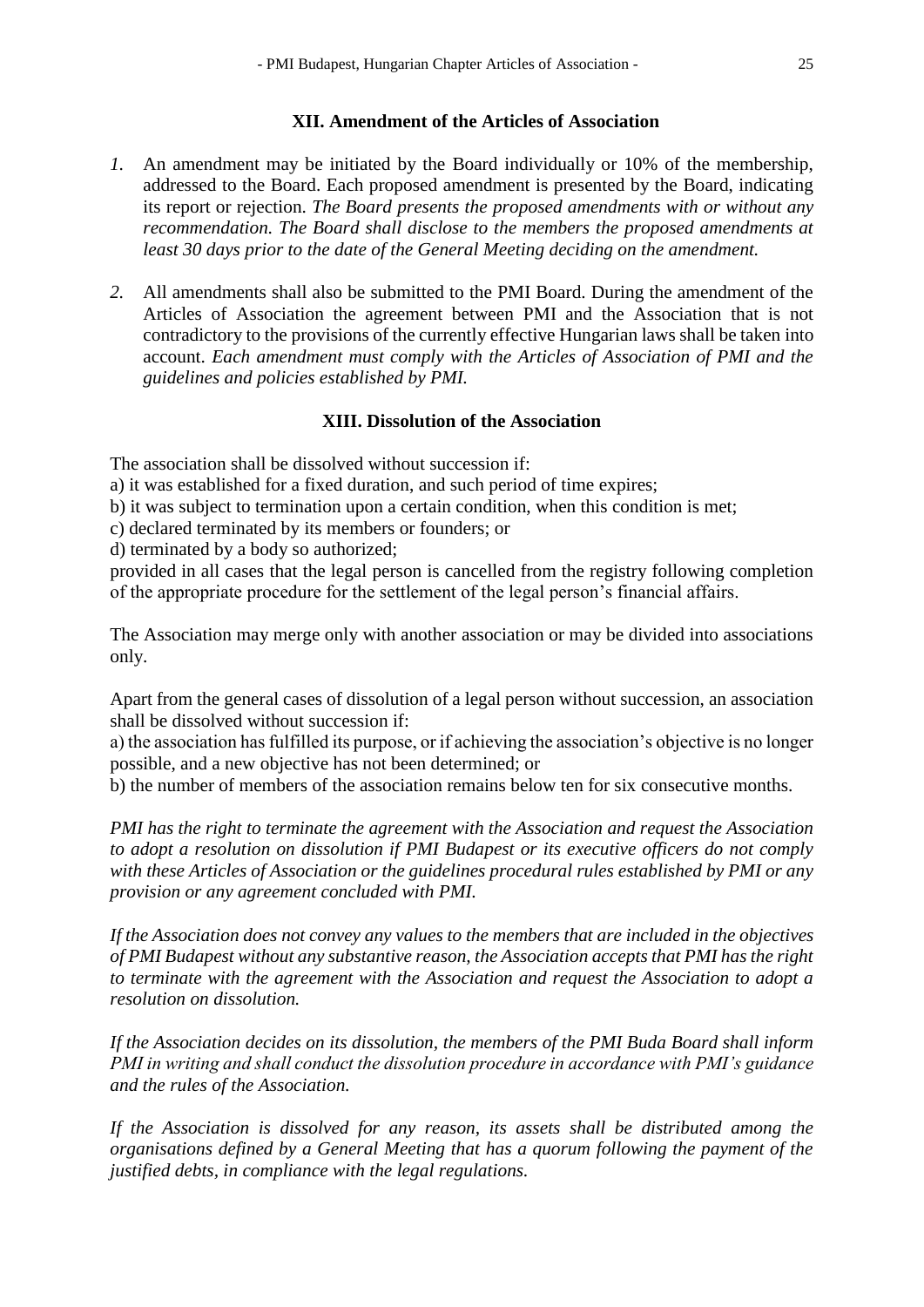## XII. Amendment of the Articles of Association

1. An amendment may be initiated by the Board individually or 10% of the membership, addressed to the Board. Each proposed amendment is presented by the Board, indicating its report or rejection. *The Board presents the proposed amendments with or without any recommendation. The Board shall disclose to the members the proposed amendments at least 30 days prior to the date of the General Meeting deciding on the amendment.*

2. All amendments shall also be submitted to the PMI Board. During the amendment of the Articles of Association the agreement between PMI and the Association that is not contradictory to the provisions of the currently effective Hungarian laws shall be taken into account. *Each amendment must comply with the Articles of Association of PMI and the guidelines and policies established by PMI.*

## XIII. Dissolution of the Association

The association shall be dissolved without succession if:
a) it was established for a fixed duration, and such period of time expires;
b) it was subject to termination upon a certain condition, when this condition is met;
c) declared terminated by its members or founders; or
d) terminated by a body so authorized;
provided in all cases that the legal person is cancelled from the registry following completion of the appropriate procedure for the settlement of the legal person's financial affairs.

The Association may merge only with another association or may be divided into associations only.

Apart from the general cases of dissolution of a legal person without succession, an association shall be dissolved without succession if:
a) the association has fulfilled its purpose, or if achieving the association's objective is no longer possible, and a new objective has not been determined; or
b) the number of members of the association remains below ten for six consecutive months.

*PMI has the right to terminate the agreement with the Association and request the Association to adopt a resolution on dissolution if PMI Budapest or its executive officers do not comply with these Articles of Association or the guidelines procedural rules established by PMI or any provision or any agreement concluded with PMI.*

*If the Association does not convey any values to the members that are included in the objectives of PMI Budapest without any substantive reason, the Association accepts that PMI has the right to terminate with the agreement with the Association and request the Association to adopt a resolution on dissolution.*

*If the Association decides on its dissolution, the members of the PMI Buda Board shall inform PMI in writing and shall conduct the dissolution procedure in accordance with PMI's guidance and the rules of the Association.*

*If the Association is dissolved for any reason, its assets shall be distributed among the organisations defined by a General Meeting that has a quorum following the payment of the justified debts, in compliance with the legal regulations.*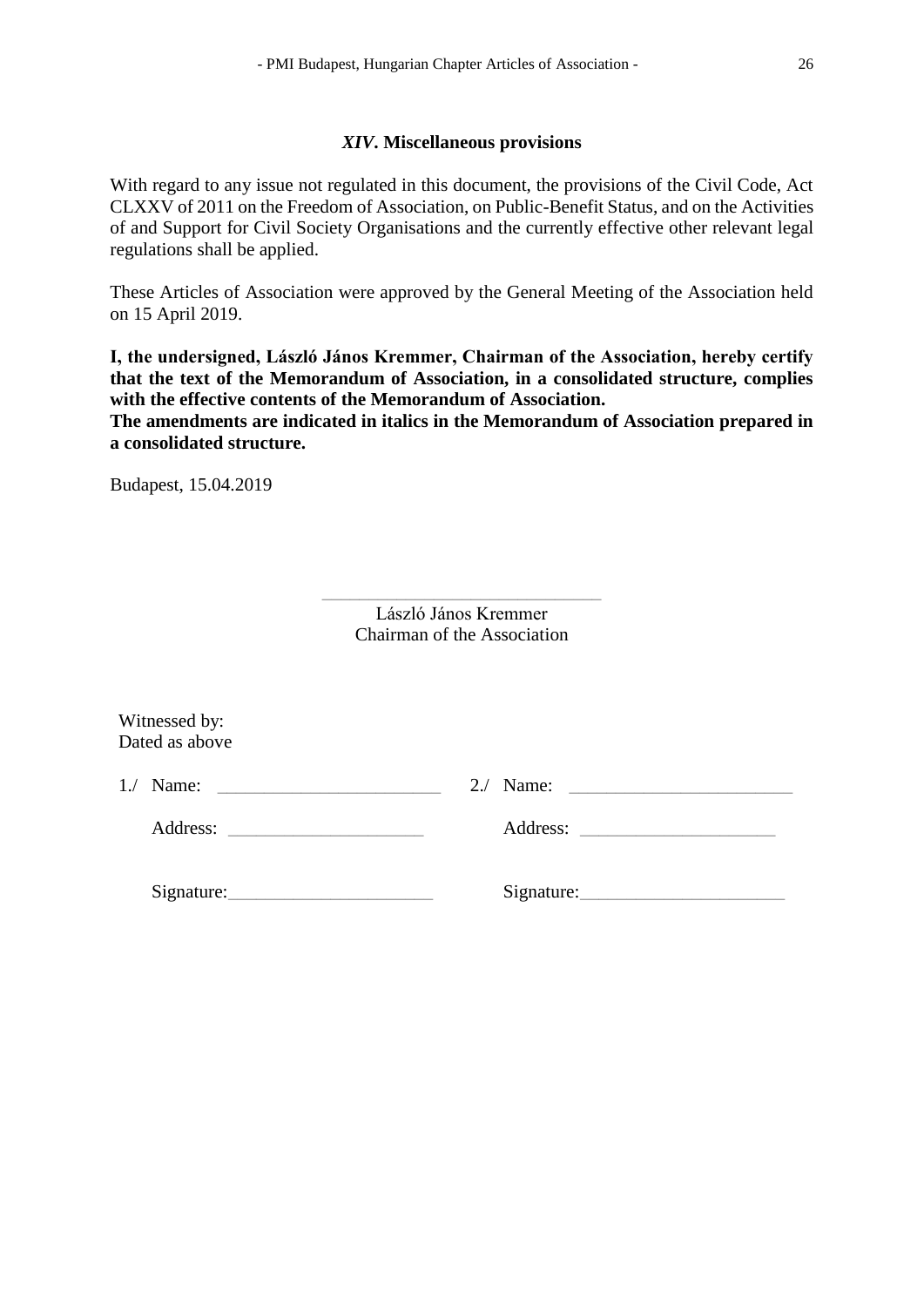### *XIV*. Miscellaneous provisions

With regard to any issue not regulated in this document, the provisions of the Civil Code, Act CLXXV of 2011 on the Freedom of Association, on Public-Benefit Status, and on the Activities of and Support for Civil Society Organisations and the currently effective other relevant legal regulations shall be applied.

These Articles of Association were approved by the General Meeting of the Association held on 15 April 2019.

**I, the undersigned, László János Kremmer, Chairman of the Association, hereby certify that the text of the Memorandum of Association, in a consolidated structure, complies with the effective contents of the Memorandum of Association.**
**The amendments are indicated in italics in the Memorandum of Association prepared in a consolidated structure.**

Budapest, 15.04.2019

______________________________
László János Kremmer
Chairman of the Association

Witnessed by:
Dated as above

| | |
|---|---|
| 1./ Name: ________________________ | 2./ Name: ________________________ |
| Address: _____________________ | Address: _____________________ |
| Signature:______________________ | Signature:______________________ |